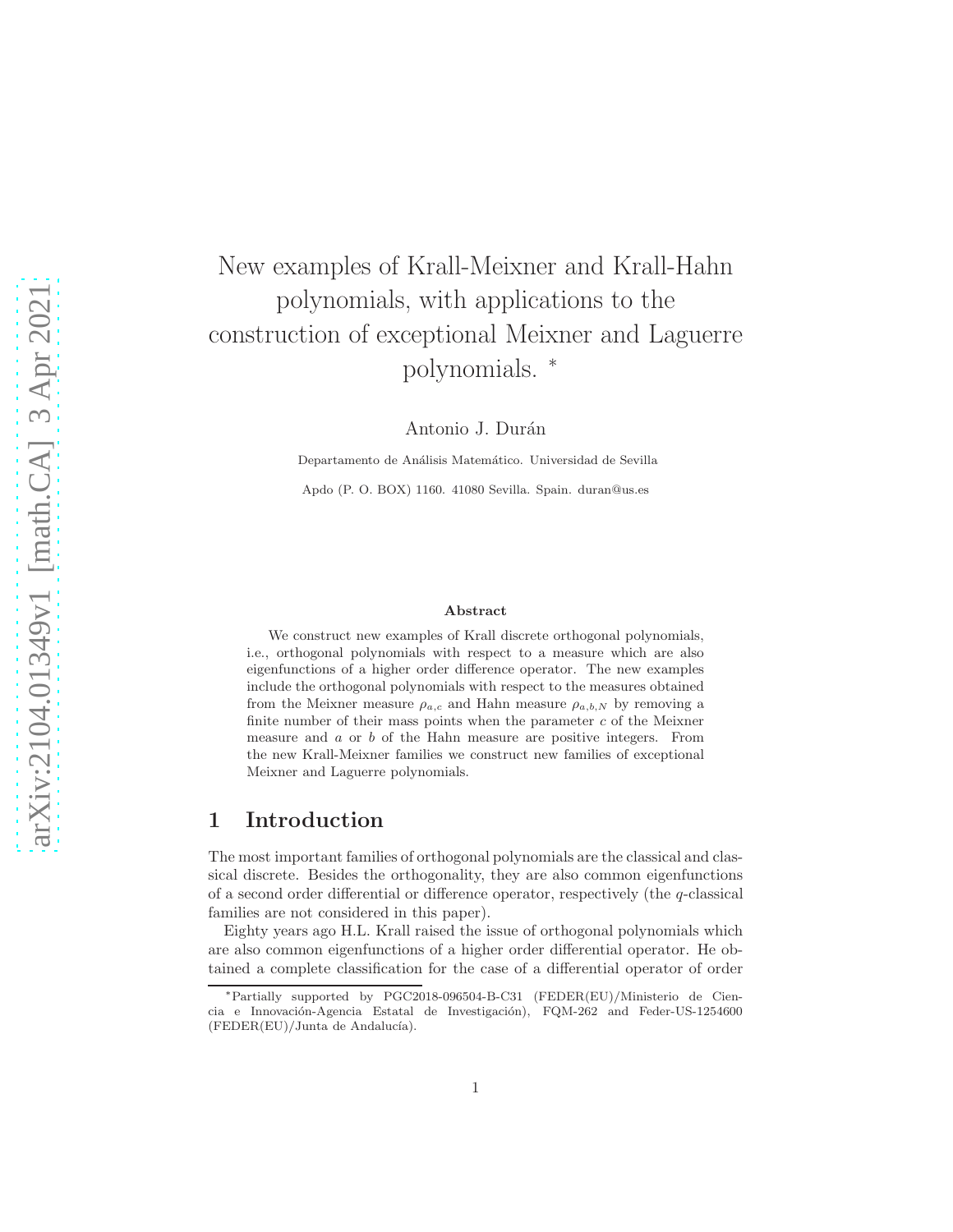# New examples of Krall-Meixner and Krall-Hahn polynomials, with applications to the construction of exceptional Meixner and Laguerre polynomials. *

Antonio J. Durán

Departamento de Análisis Matemático. Universidad de Sevilla

Apdo (P. O. BOX) 1160. 41080 Sevilla. Spain. duran@us.es

### Abstract

We construct new examples of Krall discrete orthogonal polynomials, i.e., orthogonal polynomials with respect to a measure which are also eigenfunctions of a higher order difference operator. The new examples include the orthogonal polynomials with respect to the measures obtained from the Meixner measure $\rho_{a,c}$ and Hahn measure $\rho_{a,b,N}$ by removing a finite number of their mass points when the parameter $c$ of the Meixner measure and $a$ or $b$ of the Hahn measure are positive integers. From the new Krall-Meixner families we construct new families of exceptional Meixner and Laguerre polynomials.

## 1 Introduction

The most important families of orthogonal polynomials are the classical and classical discrete. Besides the orthogonality, they are also common eigenfunctions of a second order differential or difference operator, respectively (the $q$-classical families are not considered in this paper).

Eighty years ago H.L. Krall raised the issue of orthogonal polynomials which are also common eigenfunctions of a higher order differential operator. He obtained a complete classification for the case of a differential operator of order

---

*Partially supported by PGC2018-096504-B-C31 (FEDER(EU)/Ministerio de Ciencia e Innovación-Agencia Estatal de Investigación), FQM-262 and Feder-US-1254600 (FEDER(EU)/Junta de Andalucía).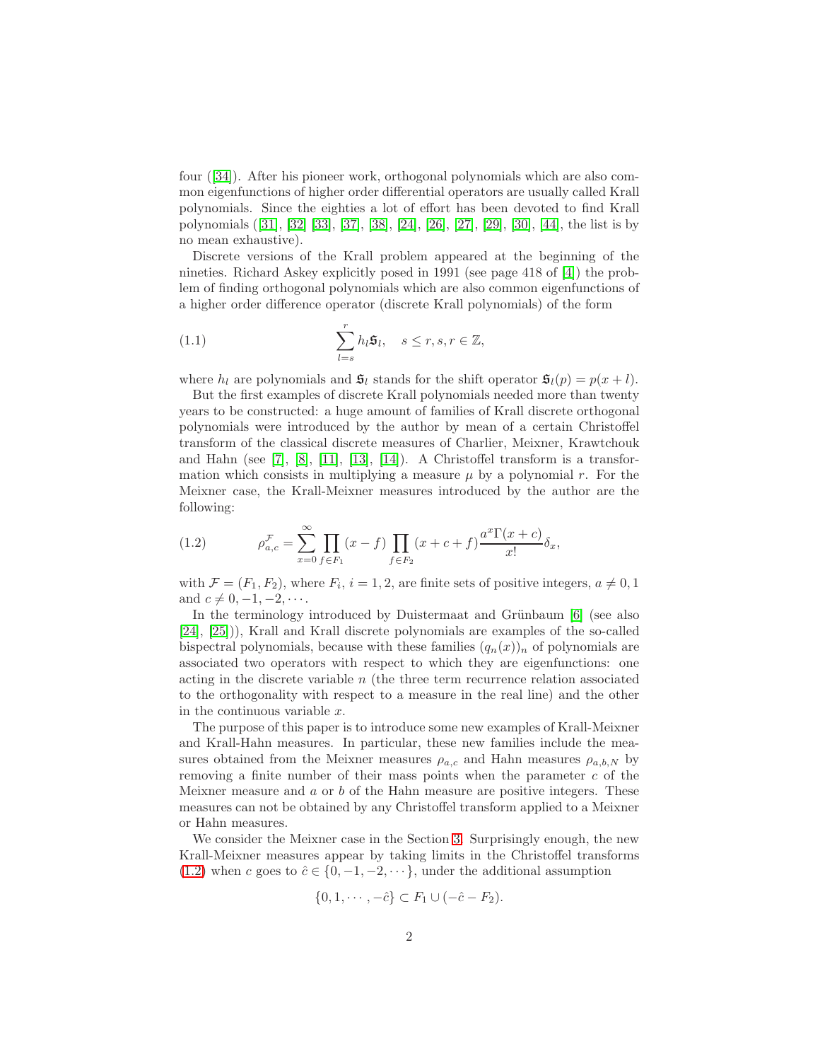four ([34]). After his pioneer work, orthogonal polynomials which are also common eigenfunctions of higher order differential operators are usually called Krall polynomials. Since the eighties a lot of effort has been devoted to find Krall polynomials ([31], [32] [33], [37], [38], [24], [26], [27], [29], [30], [44], the list is by no mean exhaustive).

Discrete versions of the Krall problem appeared at the beginning of the nineties. Richard Askey explicitly posed in 1991 (see page 418 of [4]) the problem of finding orthogonal polynomials which are also common eigenfunctions of a higher order difference operator (discrete Krall polynomials) of the form

$$\sum_{l=s}^{r} h_l \mathfrak{S}_l, \quad s \leq r, s, r \in \mathbb{Z}, \tag{1.1}$$

where $h_l$ are polynomials and $\mathfrak{S}_l$ stands for the shift operator $\mathfrak{S}_l(p) = p(x+l)$.

But the first examples of discrete Krall polynomials needed more than twenty years to be constructed: a huge amount of families of Krall discrete orthogonal polynomials were introduced by the author by mean of a certain Christoffel transform of the classical discrete measures of Charlier, Meixner, Krawtchouk and Hahn (see [7], [8], [11], [13], [14]). A Christoffel transform is a transformation which consists in multiplying a measure $\mu$ by a polynomial $r$. For the Meixner case, the Krall-Meixner measures introduced by the author are the following:

$$\rho_{a,c}^{\mathcal{F}} = \sum_{x=0}^{\infty} \prod_{f \in F_1} (x - f) \prod_{f \in F_2} (x + c + f) \frac{a^x \Gamma(x+c)}{x!} \delta_x, \tag{1.2}$$

with $\mathcal{F} = (F_1, F_2)$, where $F_i$, $i = 1, 2$, are finite sets of positive integers, $a \neq 0, 1$ and $c \neq 0, -1, -2, \cdots$.

In the terminology introduced by Duistermaat and Grünbaum [6] (see also [24], [25])), Krall and Krall discrete polynomials are examples of the so-called bispectral polynomials, because with these families $(q_n(x))_n$ of polynomials are associated two operators with respect to which they are eigenfunctions: one acting in the discrete variable $n$ (the three term recurrence relation associated to the orthogonality with respect to a measure in the real line) and the other in the continuous variable $x$.

The purpose of this paper is to introduce some new examples of Krall-Meixner and Krall-Hahn measures. In particular, these new families include the measures obtained from the Meixner measures $\rho_{a,c}$ and Hahn measures $\rho_{a,b,N}$ by removing a finite number of their mass points when the parameter $c$ of the Meixner measure and $a$ or $b$ of the Hahn measure are positive integers. These measures can not be obtained by any Christoffel transform applied to a Meixner or Hahn measures.

We consider the Meixner case in the Section 3. Surprisingly enough, the new Krall-Meixner measures appear by taking limits in the Christoffel transforms (1.2) when $c$ goes to $\hat{c} \in \{0, -1, -2, \cdots\}$, under the additional assumption

$$\{0, 1, \cdots, -\hat{c}\} \subset F_1 \cup (-\hat{c} - F_2).$$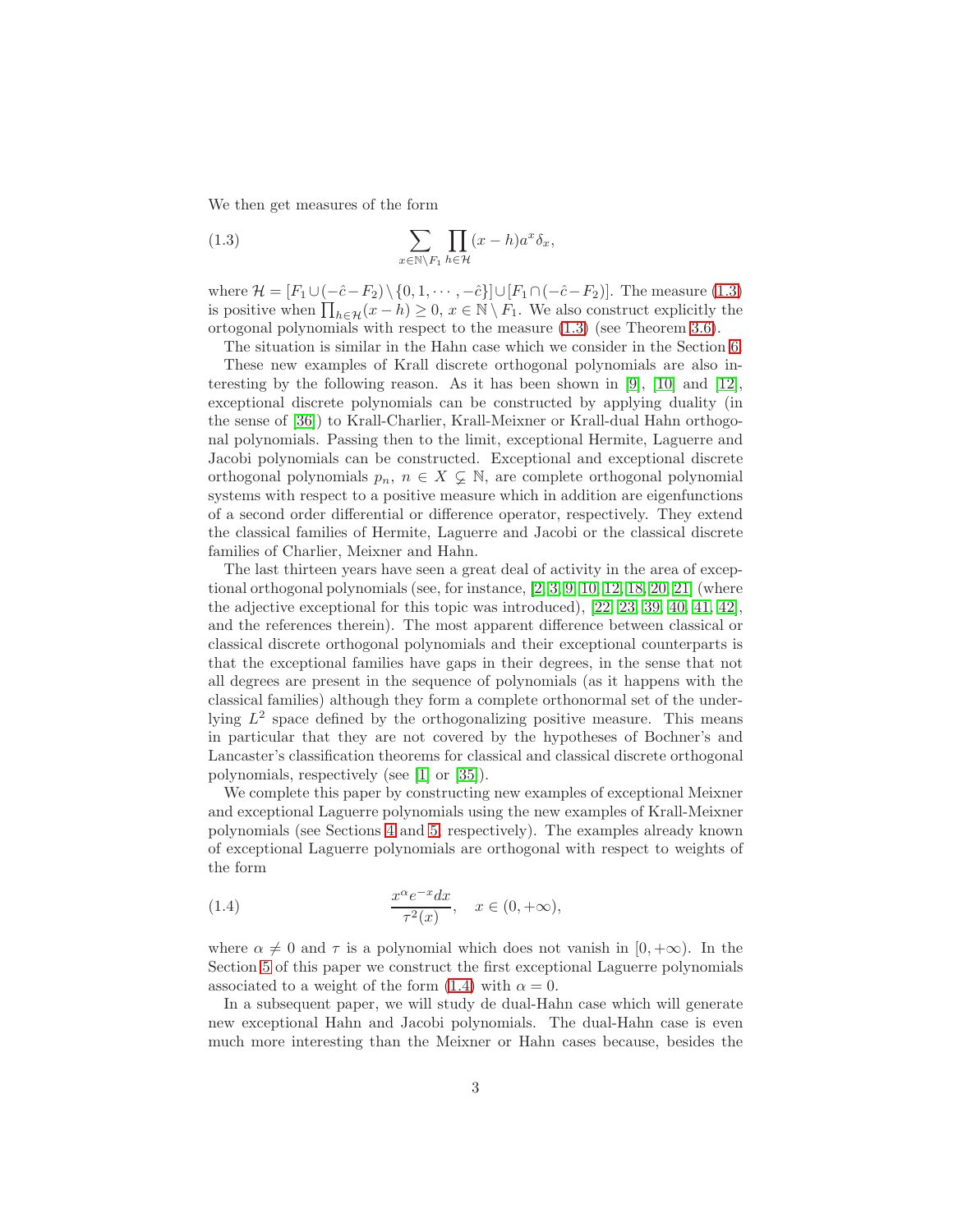We then get measures of the form

$$\sum_{x\in\mathbb{N}\setminus F_1}\prod_{h\in\mathcal{H}}(x-h)a^x\delta_x, \tag{1.3}$$

where $\mathcal{H}=[F_1\cup(-\hat{c}-F_2)\setminus\{0,1,\cdots,-\hat{c}\}]\cup[F_1\cap(-\hat{c}-F_2)]$. The measure (1.3) is positive when $\prod_{h\in\mathcal{H}}(x-h)\geq 0$, $x\in\mathbb{N}\setminus F_1$. We also construct explicitly the ortogonal polynomials with respect to the measure (1.3) (see Theorem 3.6).

The situation is similar in the Hahn case which we consider in the Section 6.

These new examples of Krall discrete orthogonal polynomials are also interesting by the following reason. As it has been shown in [9], [10] and [12], exceptional discrete polynomials can be constructed by applying duality (in the sense of [36]) to Krall-Charlier, Krall-Meixner or Krall-dual Hahn orthogonal polynomials. Passing then to the limit, exceptional Hermite, Laguerre and Jacobi polynomials can be constructed. Exceptional and exceptional discrete orthogonal polynomials $p_n$, $n\in X\subsetneq\mathbb{N}$, are complete orthogonal polynomial systems with respect to a positive measure which in addition are eigenfunctions of a second order differential or difference operator, respectively. They extend the classical families of Hermite, Laguerre and Jacobi or the classical discrete families of Charlier, Meixner and Hahn.

The last thirteen years have seen a great deal of activity in the area of exceptional orthogonal polynomials (see, for instance, [2, 3, 9, 10, 12, 18, 20, 21] (where the adjective exceptional for this topic was introduced), [22, 23, 39, 40, 41, 42], and the references therein). The most apparent difference between classical or classical discrete orthogonal polynomials and their exceptional counterparts is that the exceptional families have gaps in their degrees, in the sense that not all degrees are present in the sequence of polynomials (as it happens with the classical families) although they form a complete orthonormal set of the underlying $L^2$ space defined by the orthogonalizing positive measure. This means in particular that they are not covered by the hypotheses of Bochner's and Lancaster's classification theorems for classical and classical discrete orthogonal polynomials, respectively (see [1] or [35]).

We complete this paper by constructing new examples of exceptional Meixner and exceptional Laguerre polynomials using the new examples of Krall-Meixner polynomials (see Sections 4 and 5, respectively). The examples already known of exceptional Laguerre polynomials are orthogonal with respect to weights of the form

$$\frac{x^\alpha e^{-x}dx}{\tau^2(x)},\quad x\in(0,+\infty), \tag{1.4}$$

where $\alpha\neq 0$ and $\tau$ is a polynomial which does not vanish in $[0,+\infty)$. In the Section 5 of this paper we construct the first exceptional Laguerre polynomials associated to a weight of the form (1.4) with $\alpha=0$.

In a subsequent paper, we will study de dual-Hahn case which will generate new exceptional Hahn and Jacobi polynomials. The dual-Hahn case is even much more interesting than the Meixner or Hahn cases because, besides the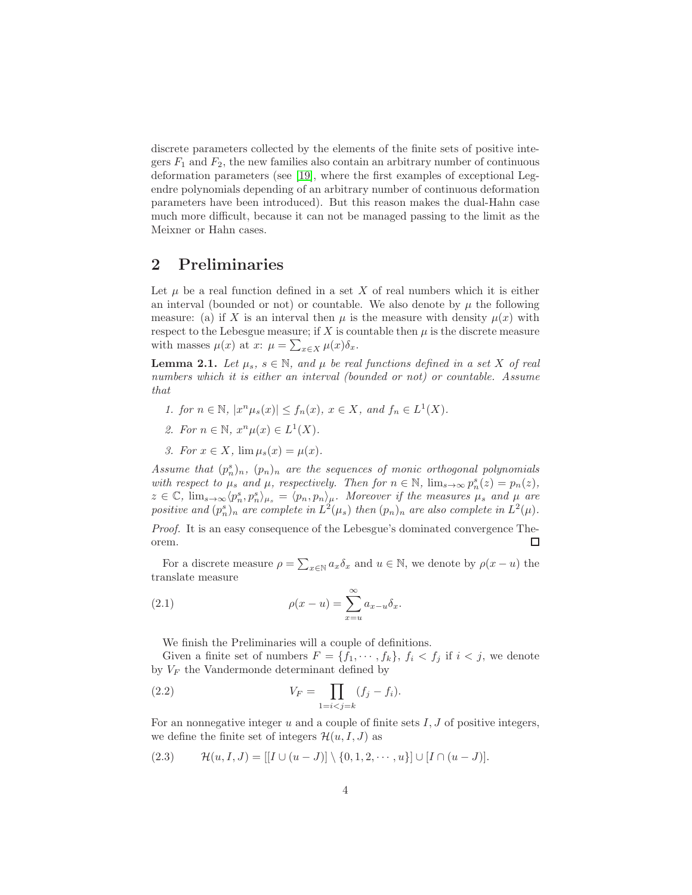discrete parameters collected by the elements of the finite sets of positive integers $F_1$ and $F_2$, the new families also contain an arbitrary number of continuous deformation parameters (see [19], where the first examples of exceptional Legendre polynomials depending of an arbitrary number of continuous deformation parameters have been introduced). But this reason makes the dual-Hahn case much more difficult, because it can not be managed passing to the limit as the Meixner or Hahn cases.

## 2 Preliminaries

Let $\mu$ be a real function defined in a set $X$ of real numbers which it is either an interval (bounded or not) or countable. We also denote by $\mu$ the following measure: (a) if $X$ is an interval then $\mu$ is the measure with density $\mu(x)$ with respect to the Lebesgue measure; if $X$ is countable then $\mu$ is the discrete measure with masses $\mu(x)$ at $x$: $\mu = \sum_{x\in X} \mu(x)\delta_x$.

**Lemma 2.1.** *Let $\mu_s$, $s \in \mathbb{N}$, and $\mu$ be real functions defined in a set $X$ of real numbers which it is either an interval (bounded or not) or countable. Assume that*

1. *for $n \in \mathbb{N}$, $|x^n \mu_s(x)| \leq f_n(x)$, $x \in X$, and $f_n \in L^1(X)$.*
2. *For $n \in \mathbb{N}$, $x^n \mu(x) \in L^1(X)$.*
3. *For $x \in X$, $\lim \mu_s(x) = \mu(x)$.*

*Assume that $(p_n^s)_n$, $(p_n)_n$ are the sequences of monic orthogonal polynomials with respect to $\mu_s$ and $\mu$, respectively. Then for $n \in \mathbb{N}$, $\lim_{s\to\infty} p_n^s(z) = p_n(z)$, $z \in \mathbb{C}$, $\lim_{s\to\infty} \langle p_n^s, p_n^s\rangle_{\mu_s} = \langle p_n, p_n\rangle_\mu$. Moreover if the measures $\mu_s$ and $\mu$ are positive and $(p_n^s)_n$ are complete in $L^2(\mu_s)$ then $(p_n)_n$ are also complete in $L^2(\mu)$.*

*Proof.* It is an easy consequence of the Lebesgue's dominated convergence Theorem. □

For a discrete measure $\rho = \sum_{x\in\mathbb{N}} a_x \delta_x$ and $u \in \mathbb{N}$, we denote by $\rho(x-u)$ the translate measure

$$\rho(x-u) = \sum_{x=u}^{\infty} a_{x-u}\delta_x. \tag{2.1}$$

We finish the Preliminaries will a couple of definitions.

Given a finite set of numbers $F = \{f_1, \cdots, f_k\}$, $f_i < f_j$ if $i < j$, we denote by $V_F$ the Vandermonde determinant defined by

$$V_F = \prod_{1=i<j=k} (f_j - f_i). \tag{2.2}$$

For an nonnegative integer $u$ and a couple of finite sets $I, J$ of positive integers, we define the finite set of integers $\mathcal{H}(u, I, J)$ as

$$\mathcal{H}(u, I, J) = [[I \cup (u - J)] \setminus \{0, 1, 2, \cdots, u\}] \cup [I \cap (u - J)]. \tag{2.3}$$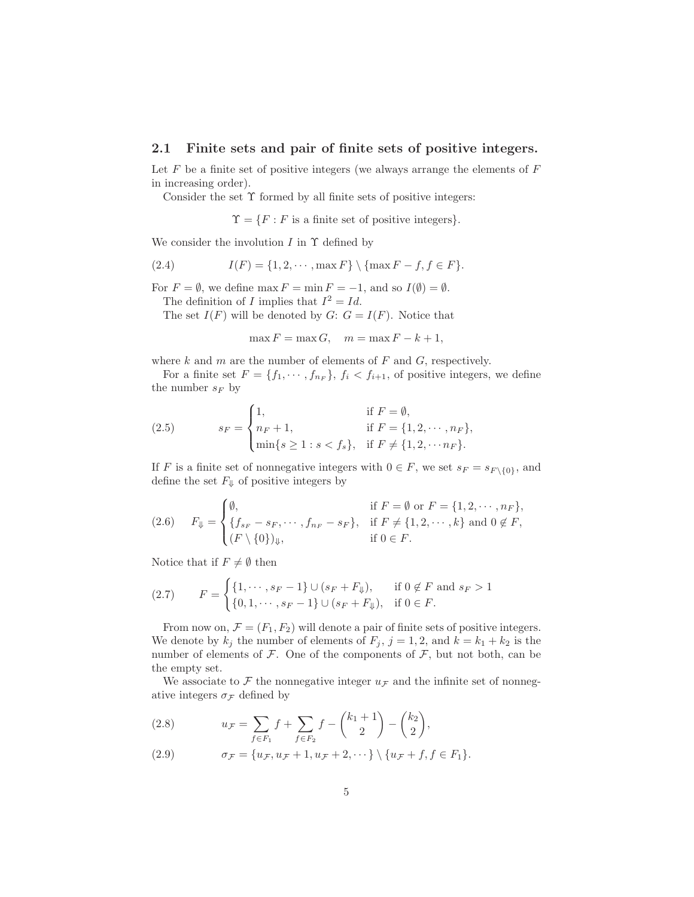### 2.1 Finite sets and pair of finite sets of positive integers.

Let $F$ be a finite set of positive integers (we always arrange the elements of $F$ in increasing order).

Consider the set $\Upsilon$ formed by all finite sets of positive integers:

$$\Upsilon = \{F : F \text{ is a finite set of positive integers}\}.$$

We consider the involution $I$ in $\Upsilon$ defined by

$$I(F) = \{1, 2, \cdots, \max F\} \setminus \{\max F - f, f \in F\}. \tag{2.4}$$

For $F = \emptyset$, we define $\max F = \min F = -1$, and so $I(\emptyset) = \emptyset$.

The definition of $I$ implies that $I^2 = Id$.

The set $I(F)$ will be denoted by $G$: $G = I(F)$. Notice that

$$\max F = \max G, \quad m = \max F - k + 1,$$

where $k$ and $m$ are the number of elements of $F$ and $G$, respectively.

For a finite set $F = \{f_1, \cdots, f_{n_F}\}$, $f_i < f_{i+1}$, of positive integers, we define the number $s_F$ by

$$s_F = \begin{cases} 1, & \text{if } F = \emptyset, \\ n_F + 1, & \text{if } F = \{1, 2, \cdots, n_F\}, \\ \min\{s \geq 1 : s < f_s\}, & \text{if } F \neq \{1, 2, \cdots n_F\}. \end{cases} \tag{2.5}$$

If $F$ is a finite set of nonnegative integers with $0 \in F$, we set $s_F = s_{F \setminus \{0\}}$, and define the set $F_\Downarrow$ of positive integers by

$$F_\Downarrow = \begin{cases} \emptyset, & \text{if } F = \emptyset \text{ or } F = \{1, 2, \cdots, n_F\}, \\ \{f_{s_F} - s_F, \cdots, f_{n_F} - s_F\}, & \text{if } F \neq \{1, 2, \cdots, k\} \text{ and } 0 \notin F, \\ (F \setminus \{0\})_\Downarrow, & \text{if } 0 \in F. \end{cases} \tag{2.6}$$

Notice that if $F \neq \emptyset$ then

$$F = \begin{cases} \{1, \cdots, s_F - 1\} \cup (s_F + F_\Downarrow), & \text{if } 0 \notin F \text{ and } s_F > 1 \\ \{0, 1, \cdots, s_F - 1\} \cup (s_F + F_\Downarrow), & \text{if } 0 \in F. \end{cases} \tag{2.7}$$

From now on, $\mathcal{F} = (F_1, F_2)$ will denote a pair of finite sets of positive integers. We denote by $k_j$ the number of elements of $F_j$, $j = 1, 2$, and $k = k_1 + k_2$ is the number of elements of $\mathcal{F}$. One of the components of $\mathcal{F}$, but not both, can be the empty set.

We associate to $\mathcal{F}$ the nonnegative integer $u_\mathcal{F}$ and the infinite set of nonnegative integers $\sigma_\mathcal{F}$ defined by

$$u_\mathcal{F} = \sum_{f \in F_1} f + \sum_{f \in F_2} f - \binom{k_1 + 1}{2} - \binom{k_2}{2}, \tag{2.8}$$

$$\sigma_\mathcal{F} = \{u_\mathcal{F}, u_\mathcal{F} + 1, u_\mathcal{F} + 2, \cdots\} \setminus \{u_\mathcal{F} + f, f \in F_1\}. \tag{2.9}$$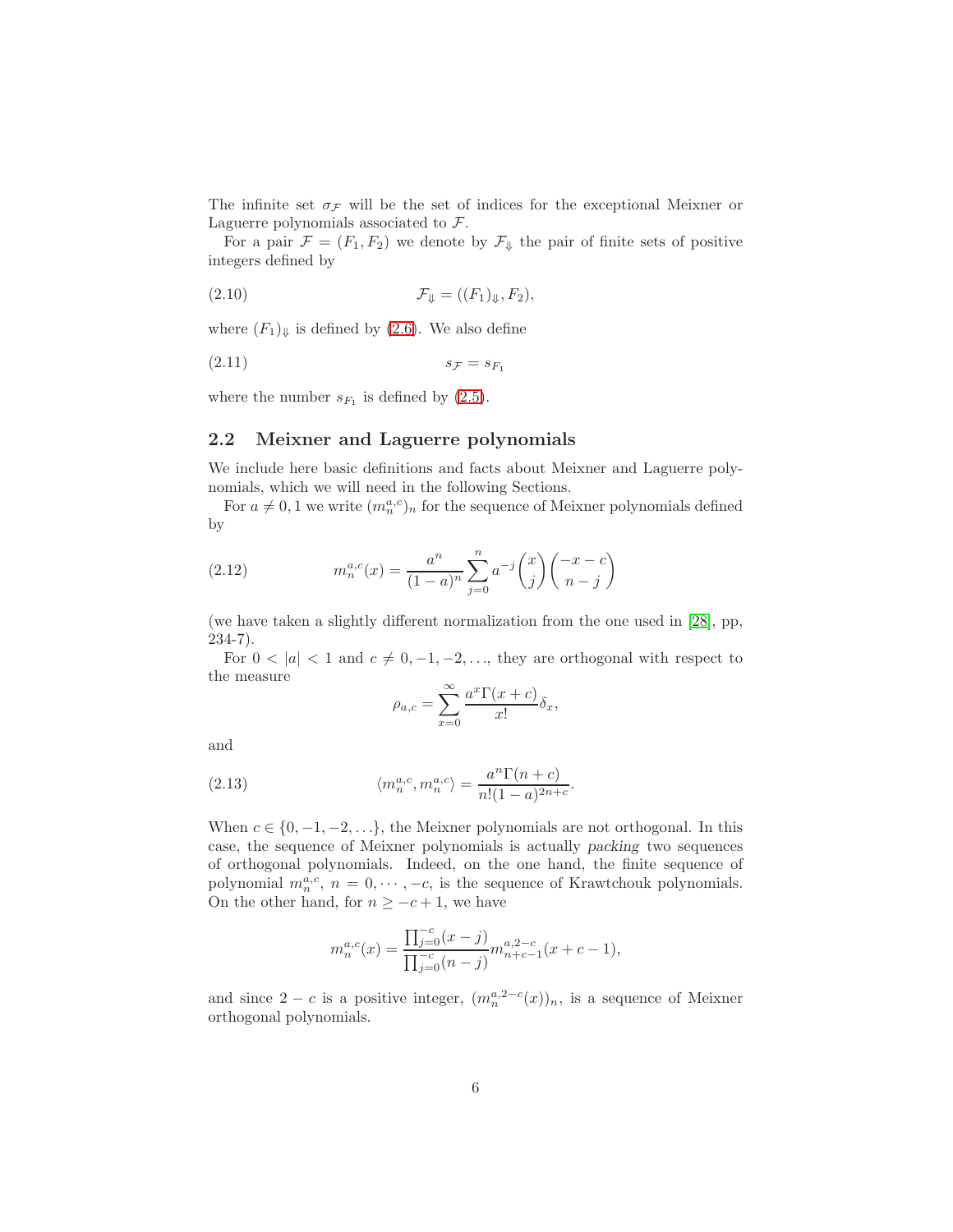The infinite set $\sigma_\mathcal{F}$ will be the set of indices for the exceptional Meixner or Laguerre polynomials associated to $\mathcal{F}$.

For a pair $\mathcal{F} = (F_1, F_2)$ we denote by $\mathcal{F}_\Downarrow$ the pair of finite sets of positive integers defined by

$$\mathcal{F}_\Downarrow = ((F_1)_\Downarrow, F_2), \tag{2.10}$$

where $(F_1)_\Downarrow$ is defined by (2.6). We also define

$$s_\mathcal{F} = s_{F_1} \tag{2.11}$$

where the number $s_{F_1}$ is defined by (2.5).

## 2.2 Meixner and Laguerre polynomials

We include here basic definitions and facts about Meixner and Laguerre polynomials, which we will need in the following Sections.

For $a \neq 0, 1$ we write $(m_n^{a,c})_n$ for the sequence of Meixner polynomials defined by

$$m_n^{a,c}(x) = \frac{a^n}{(1-a)^n} \sum_{j=0}^{n} a^{-j} \binom{x}{j} \binom{-x-c}{n-j} \tag{2.12}$$

(we have taken a slightly different normalization from the one used in [28], pp, 234-7).

For $0 < |a| < 1$ and $c \neq 0, -1, -2, \ldots$, they are orthogonal with respect to the measure

$$\rho_{a,c} = \sum_{x=0}^{\infty} \frac{a^x \Gamma(x+c)}{x!} \delta_x,$$

and

$$\langle m_n^{a,c}, m_n^{a,c} \rangle = \frac{a^n \Gamma(n+c)}{n!(1-a)^{2n+c}}. \tag{2.13}$$

When $c \in \{0, -1, -2, \ldots\}$, the Meixner polynomials are not orthogonal. In this case, the sequence of Meixner polynomials is actually *packing* two sequences of orthogonal polynomials. Indeed, on the one hand, the finite sequence of polynomial $m_n^{a,c}$, $n = 0, \cdots, -c$, is the sequence of Krawtchouk polynomials. On the other hand, for $n \geq -c+1$, we have

$$m_n^{a,c}(x) = \frac{\prod_{j=0}^{-c}(x-j)}{\prod_{j=0}^{-c}(n-j)} m_{n+c-1}^{a,2-c}(x+c-1),$$

and since $2-c$ is a positive integer, $(m_n^{a,2-c}(x))_n$, is a sequence of Meixner orthogonal polynomials.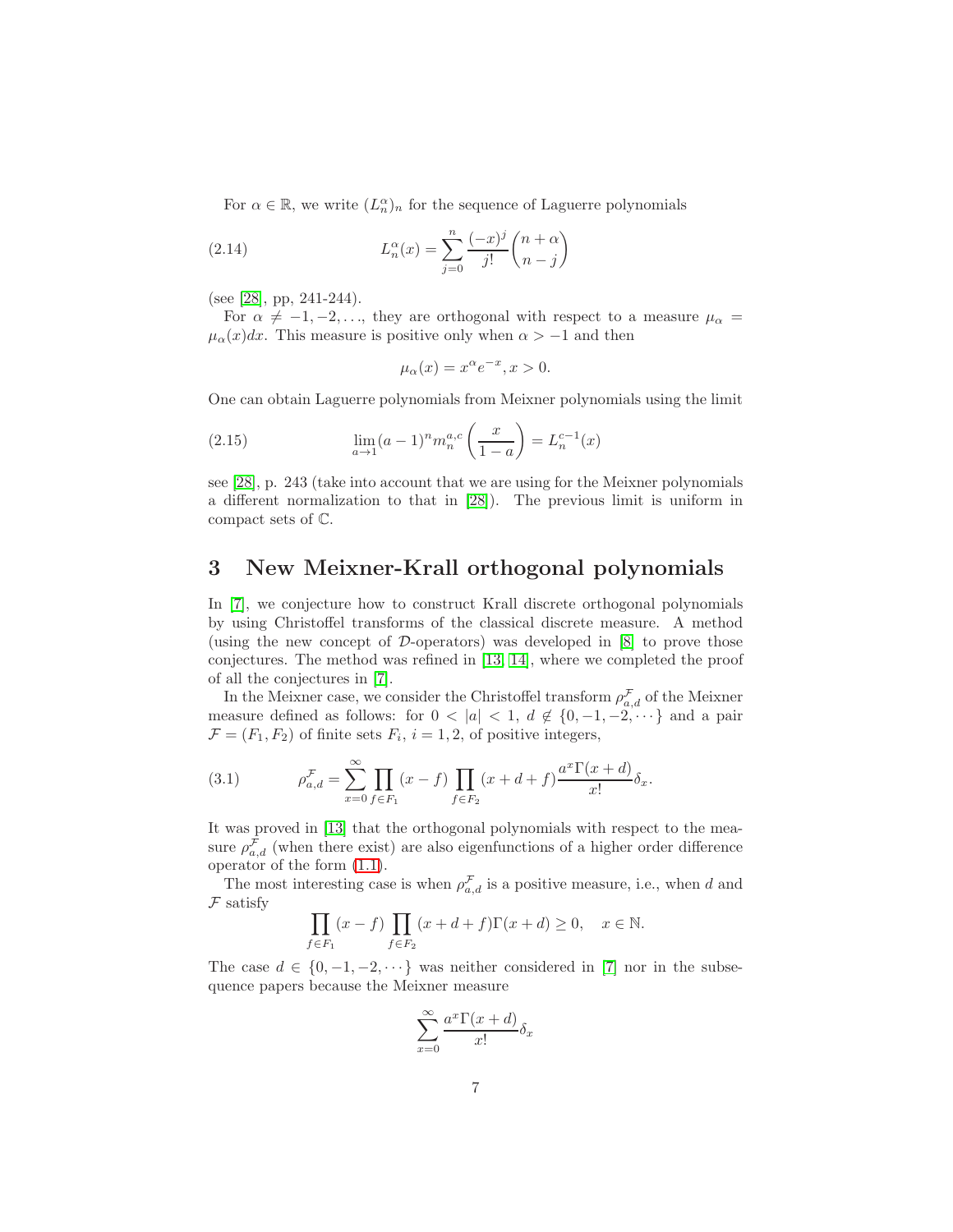For $\alpha \in \mathbb{R}$, we write $(L_n^\alpha)_n$ for the sequence of Laguerre polynomials

$$L_n^\alpha(x) = \sum_{j=0}^{n} \frac{(-x)^j}{j!}\binom{n+\alpha}{n-j} \tag{2.14}$$

(see [28], pp, 241-244).

For $\alpha \neq -1, -2, \ldots$, they are orthogonal with respect to a measure $\mu_\alpha = \mu_\alpha(x)dx$. This measure is positive only when $\alpha > -1$ and then

$$\mu_\alpha(x) = x^\alpha e^{-x}, x > 0.$$

One can obtain Laguerre polynomials from Meixner polynomials using the limit

$$\lim_{a\to 1}(a-1)^n m_n^{a,c}\left(\frac{x}{1-a}\right) = L_n^{c-1}(x) \tag{2.15}$$

see [28], p. 243 (take into account that we are using for the Meixner polynomials a different normalization to that in [28]). The previous limit is uniform in compact sets of $\mathbb{C}$.

# 3 New Meixner-Krall orthogonal polynomials

In [7], we conjecture how to construct Krall discrete orthogonal polynomials by using Christoffel transforms of the classical discrete measure. A method (using the new concept of $\mathcal{D}$-operators) was developed in [8] to prove those conjectures. The method was refined in [13, 14], where we completed the proof of all the conjectures in [7].

In the Meixner case, we consider the Christoffel transform $\rho_{a,d}^{\mathcal{F}}$ of the Meixner measure defined as follows: for $0 < |a| < 1$, $d \notin \{0, -1, -2, \cdots\}$ and a pair $\mathcal{F} = (F_1, F_2)$ of finite sets $F_i$, $i = 1, 2$, of positive integers,

$$\rho_{a,d}^{\mathcal{F}} = \sum_{x=0}^{\infty} \prod_{f\in F_1}(x-f)\prod_{f\in F_2}(x+d+f)\frac{a^x\Gamma(x+d)}{x!}\delta_x. \tag{3.1}$$

It was proved in [13] that the orthogonal polynomials with respect to the measure $\rho_{a,d}^{\mathcal{F}}$ (when there exist) are also eigenfunctions of a higher order difference operator of the form (1.1).

The most interesting case is when $\rho_{a,d}^{\mathcal{F}}$ is a positive measure, i.e., when $d$ and $\mathcal{F}$ satisfy

$$\prod_{f\in F_1}(x-f)\prod_{f\in F_2}(x+d+f)\Gamma(x+d) \geq 0, \quad x \in \mathbb{N}.$$

The case $d \in \{0, -1, -2, \cdots\}$ was neither considered in [7] nor in the subsequence papers because the Meixner measure

$$\sum_{x=0}^{\infty} \frac{a^x\Gamma(x+d)}{x!}\delta_x$$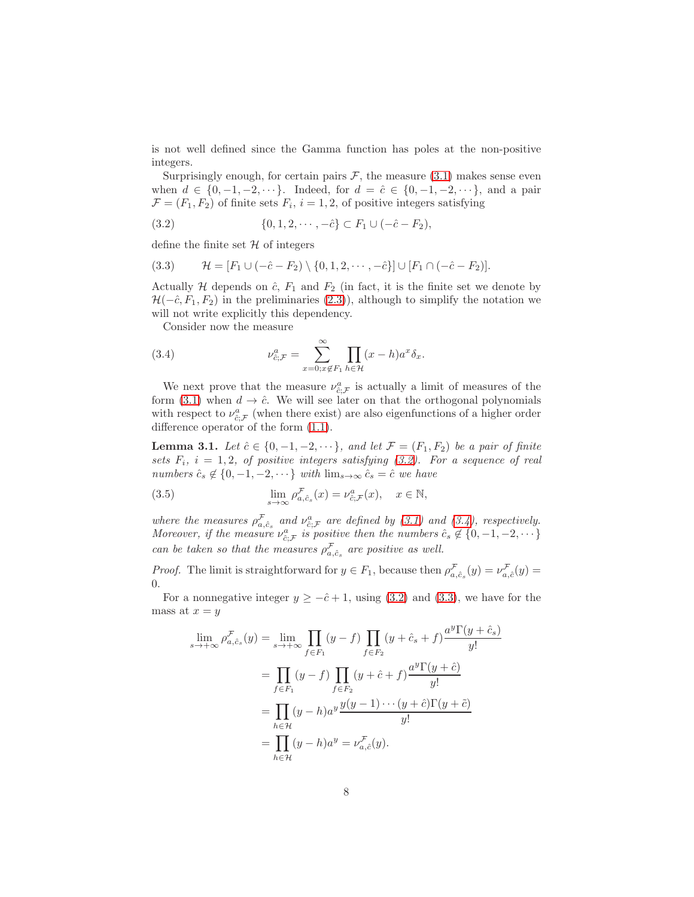is not well defined since the Gamma function has poles at the non-positive integers.

Surprisingly enough, for certain pairs $\mathcal{F}$, the measure (3.1) makes sense even when $d \in \{0, -1, -2, \cdots\}$. Indeed, for $d = \hat{c} \in \{0, -1, -2, \cdots\}$, and a pair $\mathcal{F} = (F_1, F_2)$ of finite sets $F_i$, $i = 1, 2$, of positive integers satisfying

$$\{0, 1, 2, \cdots, -\hat{c}\} \subset F_1 \cup (-\hat{c} - F_2), \tag{3.2}$$

define the finite set $\mathcal{H}$ of integers

$$\mathcal{H} = [F_1 \cup (-\hat{c} - F_2) \setminus \{0, 1, 2, \cdots, -\hat{c}\}] \cup [F_1 \cap (-\hat{c} - F_2)]. \tag{3.3}$$

Actually $\mathcal{H}$ depends on $\hat{c}$, $F_1$ and $F_2$ (in fact, it is the finite set we denote by $\mathcal{H}(-\hat{c}, F_1, F_2)$ in the preliminaries (2.3)), although to simplify the notation we will not write explicitly this dependency.

Consider now the measure

$$\nu^a_{\hat{c};\mathcal{F}} = \sum_{x=0; x\notin F_1}^{\infty} \prod_{h\in\mathcal{H}} (x-h) a^x \delta_x. \tag{3.4}$$

We next prove that the measure $\nu^a_{\hat{c};\mathcal{F}}$ is actually a limit of measures of the form (3.1) when $d \to \hat{c}$. We will see later on that the orthogonal polynomials with respect to $\nu^a_{\hat{c};\mathcal{F}}$ (when there exist) are also eigenfunctions of a higher order difference operator of the form (1.1).

**Lemma 3.1.** *Let $\hat{c} \in \{0, -1, -2, \cdots\}$, and let $\mathcal{F} = (F_1, F_2)$ be a pair of finite sets $F_i$, $i = 1, 2$, of positive integers satisfying (3.2). For a sequence of real numbers $\hat{c}_s \notin \{0, -1, -2, \cdots\}$ with $\lim_{s\to\infty} \hat{c}_s = \hat{c}$ we have*

$$\lim_{s\to\infty} \rho^{\mathcal{F}}_{a,\hat{c}_s}(x) = \nu^a_{\hat{c};\mathcal{F}}(x), \quad x \in \mathbb{N}, \tag{3.5}$$

*where the measures $\rho^{\mathcal{F}}_{a,\hat{c}_s}$ and $\nu^a_{\hat{c};\mathcal{F}}$ are defined by (3.1) and (3.4), respectively. Moreover, if the measure $\nu^a_{\hat{c};\mathcal{F}}$ is positive then the numbers $\hat{c}_s \notin \{0, -1, -2, \cdots\}$ can be taken so that the measures $\rho^{\mathcal{F}}_{a,\hat{c}_s}$ are positive as well.*

*Proof.* The limit is straightforward for $y \in F_1$, because then $\rho^{\mathcal{F}}_{a,\hat{c}_s}(y) = \nu^{\mathcal{F}}_{a,\hat{c}}(y) = 0$.

For a nonnegative integer $y \geq -\hat{c} + 1$, using (3.2) and (3.3), we have for the mass at $x = y$

$$\begin{aligned}
\lim_{s\to+\infty} \rho^{\mathcal{F}}_{a,\hat{c}_s}(y) &= \lim_{s\to+\infty} \prod_{f\in F_1} (y-f) \prod_{f\in F_2} (y + \hat{c}_s + f) \frac{a^y \Gamma(y + \hat{c}_s)}{y!} \\
&= \prod_{f\in F_1} (y-f) \prod_{f\in F_2} (y + \hat{c} + f) \frac{a^y \Gamma(y + \hat{c})}{y!} \\
&= \prod_{h\in\mathcal{H}} (y-h) a^y \frac{y(y-1)\cdots(y+\hat{c})\Gamma(y+\tilde{c})}{y!} \\
&= \prod_{h\in\mathcal{H}} (y-h) a^y = \nu^{\mathcal{F}}_{a,\hat{c}}(y).
\end{aligned}$$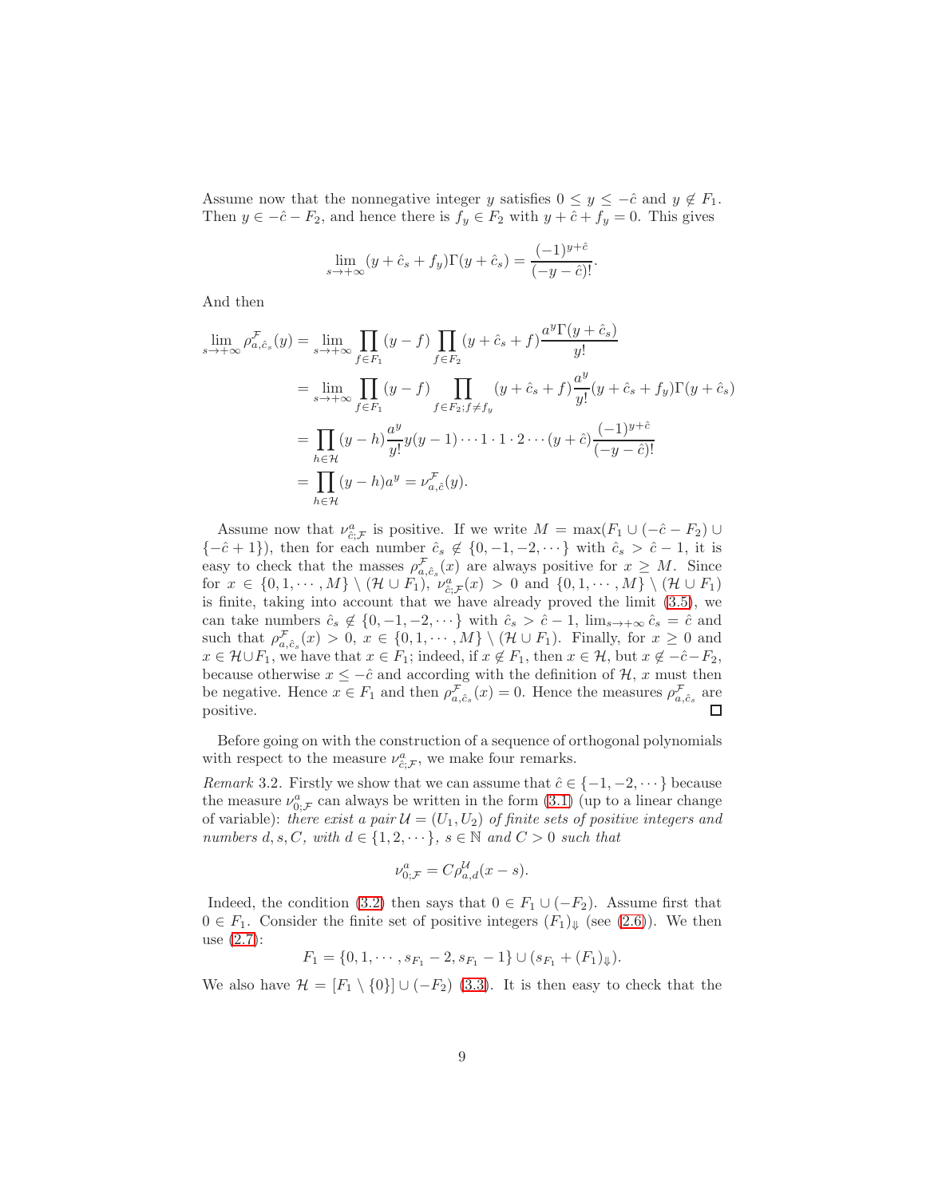Assume now that the nonnegative integer $y$ satisfies $0 \leq y \leq -\hat{c}$ and $y \notin F_1$. Then $y \in -\hat{c} - F_2$, and hence there is $f_y \in F_2$ with $y + \hat{c} + f_y = 0$. This gives

$$\lim_{s\to+\infty} (y + \hat{c}_s + f_y)\Gamma(y + \hat{c}_s) = \frac{(-1)^{y+\hat{c}}}{(-y-\hat{c})!}.$$

And then

$$\begin{aligned}
\lim_{s\to+\infty} \rho^{\mathcal{F}}_{a,\hat{c}_s}(y) &= \lim_{s\to+\infty} \prod_{f\in F_1}(y-f) \prod_{f\in F_2}(y+\hat{c}_s+f)\frac{a^y\Gamma(y+\hat{c}_s)}{y!} \\
&= \lim_{s\to+\infty} \prod_{f\in F_1}(y-f) \prod_{f\in F_2; f\neq f_y}(y+\hat{c}_s+f)\frac{a^y}{y!}(y+\hat{c}_s+f_y)\Gamma(y+\hat{c}_s) \\
&= \prod_{h\in\mathcal{H}}(y-h)\frac{a^y}{y!}y(y-1)\cdots 1\cdot 1\cdot 2\cdots(y+\hat{c})\frac{(-1)^{y+\hat{c}}}{(-y-\hat{c})!} \\
&= \prod_{h\in\mathcal{H}}(y-h)a^y = \nu^{\mathcal{F}}_{a,\hat{c}}(y).
\end{aligned}$$

Assume now that $\nu^a_{\hat{c};\mathcal{F}}$ is positive. If we write $M = \max(F_1 \cup (-\hat{c} - F_2) \cup \{-\hat{c}+1\})$, then for each number $\hat{c}_s \notin \{0,-1,-2,\cdots\}$ with $\hat{c}_s > \hat{c}-1$, it is easy to check that the masses $\rho^{\mathcal{F}}_{a,\hat{c}_s}(x)$ are always positive for $x \geq M$. Since for $x \in \{0,1,\cdots,M\} \setminus (\mathcal{H}\cup F_1)$, $\nu^a_{\hat{c};\mathcal{F}}(x) > 0$ and $\{0,1,\cdots,M\}\setminus(\mathcal{H}\cup F_1)$ is finite, taking into account that we have already proved the limit (3.5), we can take numbers $\hat{c}_s \notin \{0,-1,-2,\cdots\}$ with $\hat{c}_s > \hat{c}-1$, $\lim_{s\to+\infty}\hat{c}_s = \hat{c}$ and such that $\rho^{\mathcal{F}}_{a,\hat{c}_s}(x) > 0$, $x \in \{0,1,\cdots,M\}\setminus(\mathcal{H}\cup F_1)$. Finally, for $x \geq 0$ and $x \in \mathcal{H}\cup F_1$, we have that $x \in F_1$; indeed, if $x \notin F_1$, then $x \in \mathcal{H}$, but $x \notin -\hat{c}-F_2$, because otherwise $x \leq -\hat{c}$ and according with the definition of $\mathcal{H}$, $x$ must then be negative. Hence $x \in F_1$ and then $\rho^{\mathcal{F}}_{a,\hat{c}_s}(x) = 0$. Hence the measures $\rho^{\mathcal{F}}_{a,\hat{c}_s}$ are positive. □

Before going on with the construction of a sequence of orthogonal polynomials with respect to the measure $\nu^a_{\hat{c};\mathcal{F}}$, we make four remarks.

*Remark* 3.2. Firstly we show that we can assume that $\hat{c} \in \{-1,-2,\cdots\}$ because the measure $\nu^a_{0;\mathcal{F}}$ can always be written in the form (3.1) (up to a linear change of variable): *there exist a pair $\mathcal{U} = (U_1, U_2)$ of finite sets of positive integers and numbers $d, s, C$, with $d \in \{1,2,\cdots\}$, $s \in \mathbb{N}$ and $C > 0$ such that*

$$\nu^a_{0;\mathcal{F}} = C\rho^{\mathcal{U}}_{a,d}(x-s).$$

Indeed, the condition (3.2) then says that $0 \in F_1 \cup (-F_2)$. Assume first that $0 \in F_1$. Consider the finite set of positive integers $(F_1)_{\Downarrow}$ (see (2.6)). We then use (2.7):

$$F_1 = \{0,1,\cdots,s_{F_1}-2, s_{F_1}-1\} \cup (s_{F_1} + (F_1)_{\Downarrow}).$$

We also have $\mathcal{H} = [F_1 \setminus \{0\}] \cup (-F_2)$ (3.3). It is then easy to check that the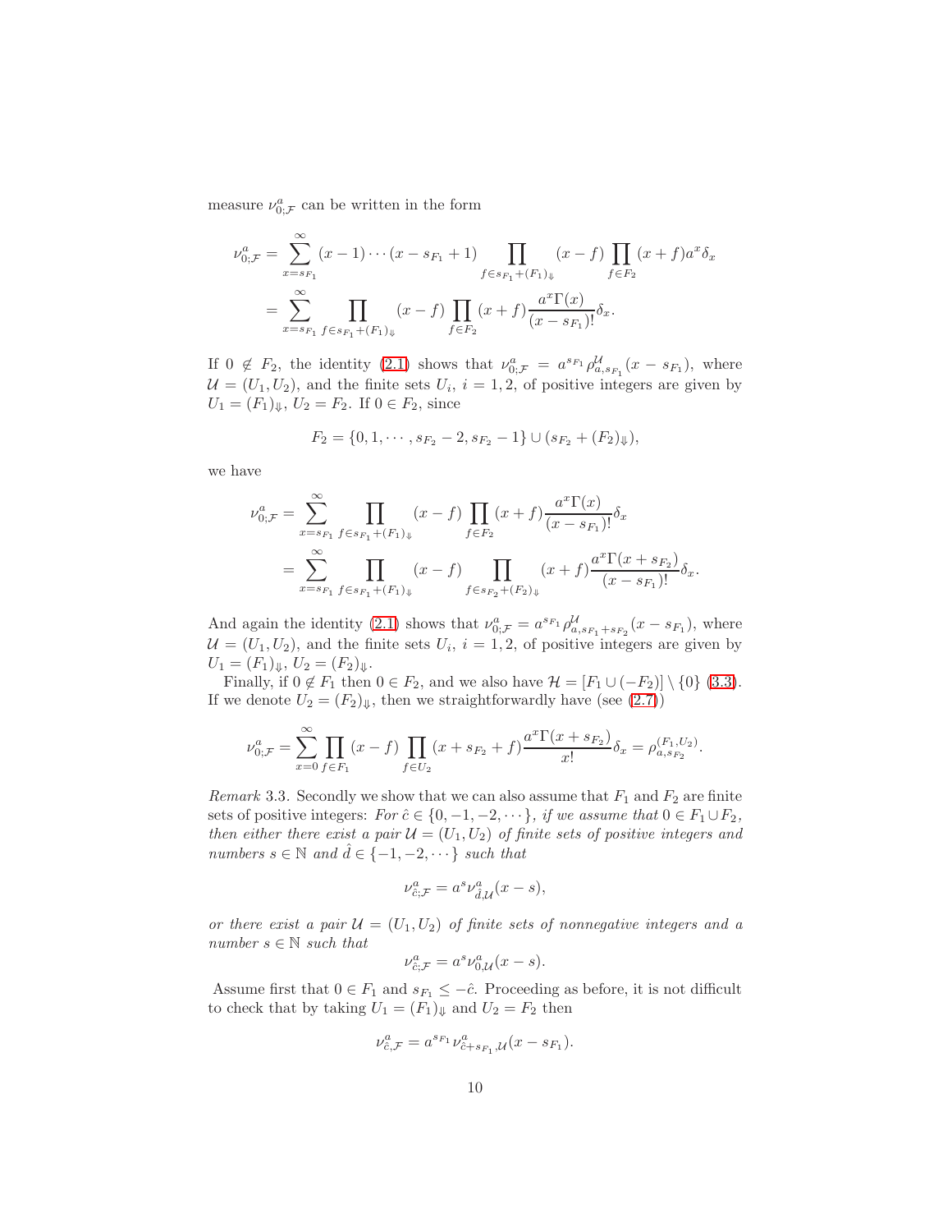measure $\nu_{0;\mathcal{F}}^a$ can be written in the form

$$\nu_{0;\mathcal{F}}^a = \sum_{x=s_{F_1}}^{\infty} (x-1)\cdots(x-s_{F_1}+1) \prod_{f\in s_{F_1}+(F_1)_\Downarrow} (x-f) \prod_{f\in F_2} (x+f) a^x \delta_x$$

$$= \sum_{x=s_{F_1}}^{\infty} \prod_{f\in s_{F_1}+(F_1)_\Downarrow} (x-f) \prod_{f\in F_2} (x+f) \frac{a^x\Gamma(x)}{(x-s_{F_1})!}\delta_x.$$

If $0\not\in F_2$, the identity (2.1) shows that $\nu_{0;\mathcal{F}}^a = a^{s_{F_1}}\rho_{a,s_{F_1}}^{\mathcal{U}}(x-s_{F_1})$, where $\mathcal{U}=(U_1,U_2)$, and the finite sets $U_i$, $i=1,2$, of positive integers are given by $U_1=(F_1)_\Downarrow$, $U_2=F_2$. If $0\in F_2$, since

$$F_2 = \{0,1,\cdots,s_{F_2}-2,s_{F_2}-1\}\cup(s_{F_2}+(F_2)_\Downarrow),$$

we have

$$\nu_{0;\mathcal{F}}^a = \sum_{x=s_{F_1}}^{\infty} \prod_{f\in s_{F_1}+(F_1)_\Downarrow} (x-f) \prod_{f\in F_2} (x+f) \frac{a^x\Gamma(x)}{(x-s_{F_1})!}\delta_x$$

$$= \sum_{x=s_{F_1}}^{\infty} \prod_{f\in s_{F_1}+(F_1)_\Downarrow} (x-f) \prod_{f\in s_{F_2}+(F_2)_\Downarrow} (x+f) \frac{a^x\Gamma(x+s_{F_2})}{(x-s_{F_1})!}\delta_x.$$

And again the identity (2.1) shows that $\nu_{0;\mathcal{F}}^a = a^{s_{F_1}}\rho_{a,s_{F_1}+s_{F_2}}^{\mathcal{U}}(x-s_{F_1})$, where $\mathcal{U}=(U_1,U_2)$, and the finite sets $U_i$, $i=1,2$, of positive integers are given by $U_1=(F_1)_\Downarrow$, $U_2=(F_2)_\Downarrow$.

Finally, if $0\not\in F_1$ then $0\in F_2$, and we also have $\mathcal{H}=[F_1\cup(-F_2)]\setminus\{0\}$ (3.3). If we denote $U_2=(F_2)_\Downarrow$, then we straightforwardly have (see (2.7))

$$\nu_{0;\mathcal{F}}^a = \sum_{x=0}^{\infty}\prod_{f\in F_1}(x-f)\prod_{f\in U_2}(x+s_{F_2}+f)\frac{a^x\Gamma(x+s_{F_2})}{x!}\delta_x = \rho_{a,s_{F_2}}^{(F_1,U_2)}.$$

*Remark* 3.3. Secondly we show that we can also assume that $F_1$ and $F_2$ are finite sets of positive integers: *For $\hat c\in\{0,-1,-2,\cdots\}$, if we assume that $0\in F_1\cup F_2$, then either there exist a pair $\mathcal{U}=(U_1,U_2)$ of finite sets of positive integers and numbers $s\in\mathbb{N}$ and $\hat d\in\{-1,-2,\cdots\}$ such that*

$$\nu_{\hat c;\mathcal{F}}^a = a^s\nu_{\hat d,\mathcal{U}}^a(x-s),$$

*or there exist a pair $\mathcal{U}=(U_1,U_2)$ of finite sets of nonnegative integers and a number $s\in\mathbb{N}$ such that*

$$\nu_{\hat c;\mathcal{F}}^a = a^s\nu_{0,\mathcal{U}}^a(x-s).$$

Assume first that $0\in F_1$ and $s_{F_1}\le -\hat c$. Proceeding as before, it is not difficult to check that by taking $U_1=(F_1)_\Downarrow$ and $U_2=F_2$ then

$$\nu_{\hat c,\mathcal{F}}^a = a^{s_{F_1}}\nu_{\hat c+s_{F_1},\mathcal{U}}^a(x-s_{F_1}).$$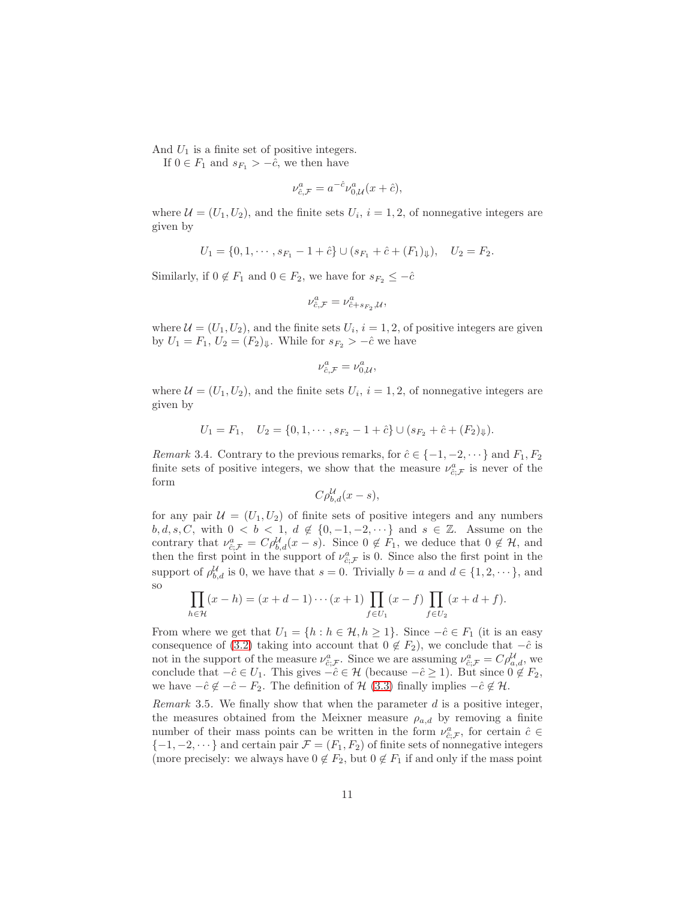And $U_1$ is a finite set of positive integers.

If $0 \in F_1$ and $s_{F_1} > -\hat{c}$, we then have

$$\nu^a_{\hat{c},\mathcal{F}} = a^{-\hat{c}} \nu^a_{0,\mathcal{U}}(x+\hat{c}),$$

where $\mathcal{U} = (U_1, U_2)$, and the finite sets $U_i$, $i = 1, 2$, of nonnegative integers are given by

$$U_1 = \{0, 1, \cdots, s_{F_1} - 1 + \hat{c}\} \cup (s_{F_1} + \hat{c} + (F_1)_{\Downarrow}), \quad U_2 = F_2.$$

Similarly, if $0 \notin F_1$ and $0 \in F_2$, we have for $s_{F_2} \leq -\hat{c}$

$$\nu^a_{\hat{c},\mathcal{F}} = \nu^a_{\hat{c}+s_{F_2},\mathcal{U}},$$

where $\mathcal{U} = (U_1, U_2)$, and the finite sets $U_i$, $i = 1, 2$, of positive integers are given by $U_1 = F_1$, $U_2 = (F_2)_{\Downarrow}$. While for $s_{F_2} > -\hat{c}$ we have

$$\nu^a_{\hat{c},\mathcal{F}} = \nu^a_{0,\mathcal{U}},$$

where $\mathcal{U} = (U_1, U_2)$, and the finite sets $U_i$, $i = 1, 2$, of nonnegative integers are given by

$$U_1 = F_1, \quad U_2 = \{0, 1, \cdots, s_{F_2} - 1 + \hat{c}\} \cup (s_{F_2} + \hat{c} + (F_2)_{\Downarrow}).$$

*Remark* 3.4. Contrary to the previous remarks, for $\hat{c} \in \{-1, -2, \cdots\}$ and $F_1, F_2$ finite sets of positive integers, we show that the measure $\nu^a_{\hat{c};\mathcal{F}}$ is never of the form

$$C\rho^{\mathcal{U}}_{b,d}(x-s),$$

for any pair $\mathcal{U} = (U_1, U_2)$ of finite sets of positive integers and any numbers $b, d, s, C$, with $0 < b < 1$, $d \notin \{0, -1, -2, \cdots\}$ and $s \in \mathbb{Z}$. Assume on the contrary that $\nu^a_{\hat{c};\mathcal{F}} = C\rho^{\mathcal{U}}_{b,d}(x-s)$. Since $0 \notin F_1$, we deduce that $0 \notin \mathcal{H}$, and then the first point in the support of $\nu^a_{\hat{c};\mathcal{F}}$ is 0. Since also the first point in the support of $\rho^{\mathcal{U}}_{b,d}$ is 0, we have that $s = 0$. Trivially $b = a$ and $d \in \{1, 2, \cdots\}$, and so

$$\prod_{h\in\mathcal{H}}(x-h) = (x+d-1)\cdots(x+1)\prod_{f\in U_1}(x-f)\prod_{f\in U_2}(x+d+f).$$

From where we get that $U_1 = \{h : h \in \mathcal{H}, h \geq 1\}$. Since $-\hat{c} \in F_1$ (it is an easy consequence of (3.2) taking into account that $0 \notin F_2$), we conclude that $-\hat{c}$ is not in the support of the measure $\nu^a_{\hat{c};\mathcal{F}}$. Since we are assuming $\nu^a_{\hat{c};\mathcal{F}} = C\rho^{\mathcal{U}}_{a,d}$, we conclude that $-\hat{c} \in U_1$. This gives $-\hat{c} \in \mathcal{H}$ (because $-\hat{c} \geq 1$). But since $0 \notin F_2$, we have $-\hat{c} \notin -\hat{c} - F_2$. The definition of $\mathcal{H}$ (3.3) finally implies $-\hat{c} \notin \mathcal{H}$.

*Remark* 3.5. We finally show that when the parameter $d$ is a positive integer, the measures obtained from the Meixner measure $\rho_{a,d}$ by removing a finite number of their mass points can be written in the form $\nu^a_{\hat{c};\mathcal{F}}$, for certain $\hat{c} \in \{-1, -2, \cdots\}$ and certain pair $\mathcal{F} = (F_1, F_2)$ of finite sets of nonnegative integers (more precisely: we always have $0 \notin F_2$, but $0 \notin F_1$ if and only if the mass point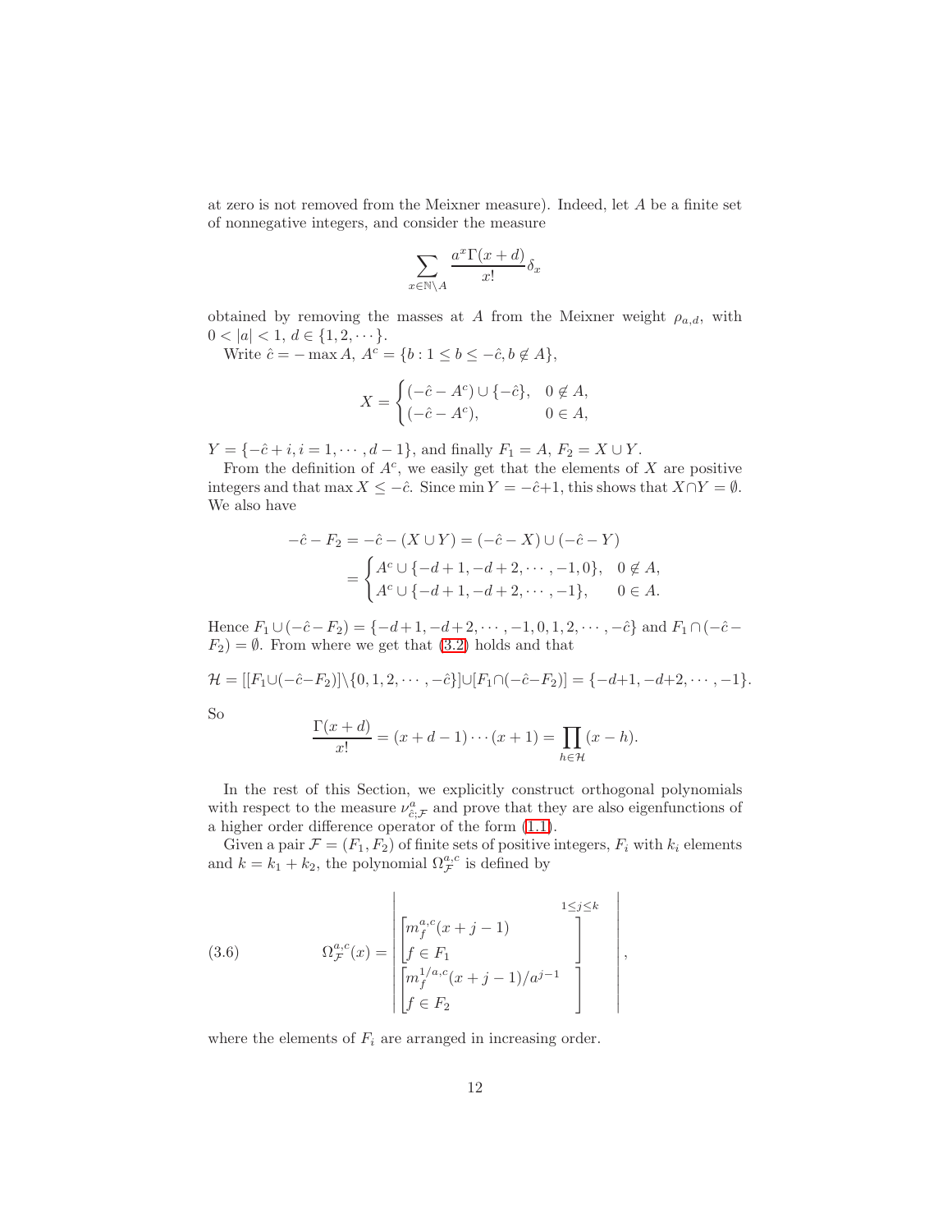at zero is not removed from the Meixner measure). Indeed, let $A$ be a finite set of nonnegative integers, and consider the measure

$$\sum_{x\in\mathbb{N}\setminus A} \frac{a^x\Gamma(x+d)}{x!}\delta_x$$

obtained by removing the masses at $A$ from the Meixner weight $\rho_{a,d}$, with $0<|a|<1$, $d\in\{1,2,\cdots\}$.

Write $\hat{c}=-\max A$, $A^c=\{b : 1\le b\le -\hat{c}, b\notin A\}$,

$$X=\begin{cases}(-\hat{c}-A^c)\cup\{-\hat{c}\}, & 0\notin A,\\ (-\hat{c}-A^c), & 0\in A,\end{cases}$$

$Y=\{-\hat{c}+i, i=1,\cdots,d-1\}$, and finally $F_1=A$, $F_2=X\cup Y$.

From the definition of $A^c$, we easily get that the elements of $X$ are positive integers and that $\max X\le -\hat{c}$. Since $\min Y=-\hat{c}+1$, this shows that $X\cap Y=\emptyset$. We also have

$$\begin{aligned}-\hat{c}-F_2&=-\hat{c}-(X\cup Y)=(-\hat{c}-X)\cup(-\hat{c}-Y)\\ &=\begin{cases}A^c\cup\{-d+1,-d+2,\cdots,-1,0\}, & 0\notin A,\\ A^c\cup\{-d+1,-d+2,\cdots,-1\}, & 0\in A.\end{cases}\end{aligned}$$

Hence $F_1\cup(-\hat{c}-F_2)=\{-d+1,-d+2,\cdots,-1,0,1,2,\cdots,-\hat{c}\}$ and $F_1\cap(-\hat{c}-F_2)=\emptyset$. From where we get that (3.2) holds and that

$$\mathcal{H}=[[F_1\cup(-\hat{c}-F_2)]\setminus\{0,1,2,\cdots,-\hat{c}\}]\cup[F_1\cap(-\hat{c}-F_2)]=\{-d+1,-d+2,\cdots,-1\}.$$

So

$$\frac{\Gamma(x+d)}{x!}=(x+d-1)\cdots(x+1)=\prod_{h\in\mathcal{H}}(x-h).$$

In the rest of this Section, we explicitly construct orthogonal polynomials with respect to the measure $\nu^a_{\hat{c};\mathcal{F}}$ and prove that they are also eigenfunctions of a higher order difference operator of the form (1.1).

Given a pair $\mathcal{F}=(F_1,F_2)$ of finite sets of positive integers, $F_i$ with $k_i$ elements and $k=k_1+k_2$, the polynomial $\Omega^{a,c}_{\mathcal{F}}$ is defined by

$$\Omega^{a,c}_{\mathcal{F}}(x)=\begin{vmatrix}\begin{bmatrix}m^{a,c}_f(x+j-1)\\ f\in F_1\end{bmatrix}^{1\le j\le k}\\ \begin{bmatrix}m^{1/a,c}_f(x+j-1)/a^{j-1}\\ f\in F_2\end{bmatrix}\end{vmatrix},\tag{3.6}$$

where the elements of $F_i$ are arranged in increasing order.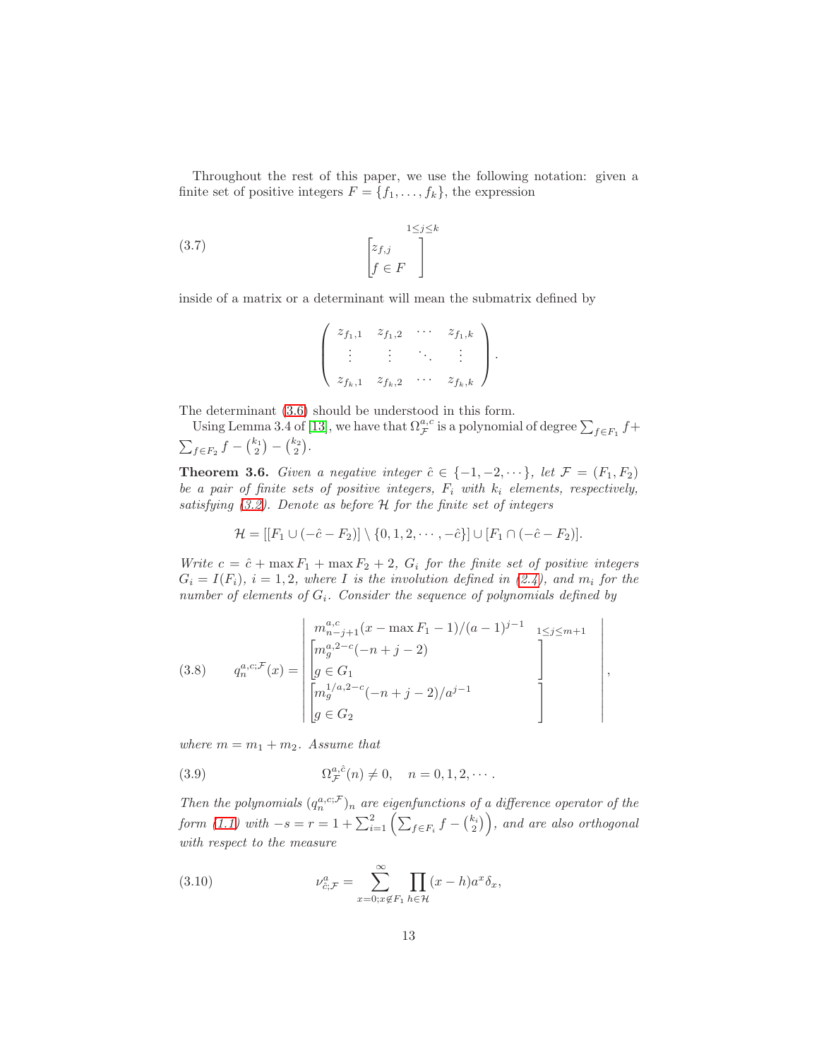Throughout the rest of this paper, we use the following notation: given a finite set of positive integers $F = \{f_1, \dots, f_k\}$, the expression

$$\begin{bmatrix} z_{f,j} \\ f \in F \end{bmatrix}^{1\le j\le k} \tag{3.7}$$

inside of a matrix or a determinant will mean the submatrix defined by

$$\begin{pmatrix} z_{f_1,1} & z_{f_1,2} & \cdots & z_{f_1,k} \\ \vdots & \vdots & \ddots & \vdots \\ z_{f_k,1} & z_{f_k,2} & \cdots & z_{f_k,k} \end{pmatrix}.$$

The determinant (3.6) should be understood in this form.

Using Lemma 3.4 of [13], we have that $\Omega_{\mathcal{F}}^{a;c}$ is a polynomial of degree $\sum_{f\in F_1} f + \sum_{f\in F_2} f - \binom{k_1}{2} - \binom{k_2}{2}$.

**Theorem 3.6.** *Given a negative integer $\hat{c} \in \{-1, -2, \cdots\}$, let $\mathcal{F} = (F_1, F_2)$ be a pair of finite sets of positive integers, $F_i$ with $k_i$ elements, respectively, satisfying (3.2). Denote as before $\mathcal{H}$ for the finite set of integers*

$$\mathcal{H} = [[F_1 \cup (-\hat{c} - F_2)] \setminus \{0, 1, 2, \cdots, -\hat{c}\}] \cup [F_1 \cap (-\hat{c} - F_2)].$$

*Write $c = \hat{c} + \max F_1 + \max F_2 + 2$, $G_i$ for the finite set of positive integers $G_i = I(F_i)$, $i = 1, 2$, where $I$ is the involution defined in (2.4), and $m_i$ for the number of elements of $G_i$. Consider the sequence of polynomials defined by*

$$q_n^{a,c;\mathcal{F}}(x) = \begin{vmatrix} m_{n-j+1}^{a,c}(x - \max F_1 - 1)/(a-1)^{j-1} & {}_{1\le j\le m+1} \\ \begin{bmatrix} m_g^{a,2-c}(-n+j-2) \\ g \in G_1 \end{bmatrix} & \\ \begin{bmatrix} m_g^{1/a,2-c}(-n+j-2)/a^{j-1} \\ g \in G_2 \end{bmatrix} & \end{vmatrix}, \tag{3.8}$$

*where $m = m_1 + m_2$. Assume that*

$$\Omega_{\mathcal{F}}^{a,\hat{c}}(n) \neq 0, \quad n = 0, 1, 2, \cdots. \tag{3.9}$$

*Then the polynomials $(q_n^{a,c;\mathcal{F}})_n$ are eigenfunctions of a difference operator of the form (1.1) with $-s = r = 1 + \sum_{i=1}^{2}\left(\sum_{f\in F_i} f - \binom{k_i}{2}\right)$, and are also orthogonal with respect to the measure*

$$\nu_{\hat{c};\mathcal{F}}^{a} = \sum_{x=0; x\notin F_1}^{\infty} \prod_{h\in\mathcal{H}} (x-h) a^x \delta_x, \tag{3.10}$$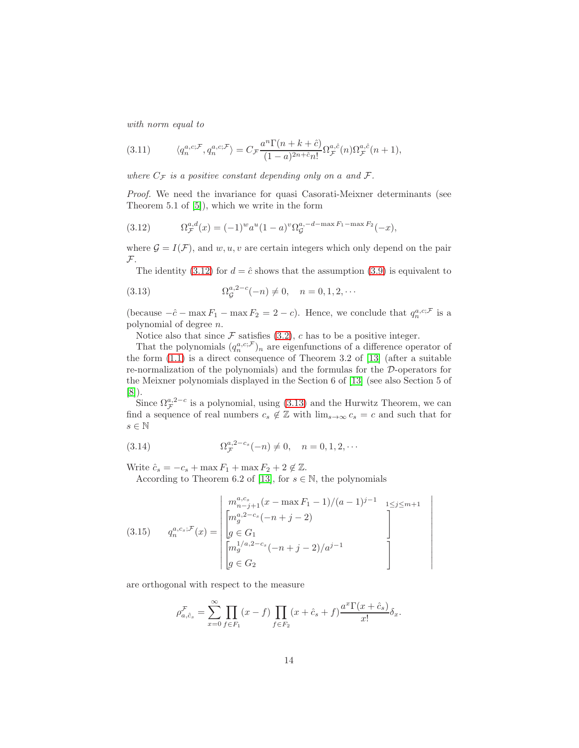*with norm equal to*

$$\langle q_n^{a,c;\mathcal{F}}, q_n^{a,c;\mathcal{F}}\rangle = C_{\mathcal{F}} \frac{a^n \Gamma(n+k+\hat{c})}{(1-a)^{2n+\hat{c}} n!} \Omega_{\mathcal{F}}^{a,\hat{c}}(n) \Omega_{\mathcal{F}}^{a,\hat{c}}(n+1), \tag{3.11}$$

*where $C_{\mathcal{F}}$ is a positive constant depending only on $a$ and $\mathcal{F}$.*

*Proof.* We need the invariance for quasi Casorati-Meixner determinants (see Theorem 5.1 of [5]), which we write in the form

$$\Omega_{\mathcal{F}}^{a,d}(x) = (-1)^w a^u (1-a)^v \Omega_{\mathcal{G}}^{a,-d-\max F_1 - \max F_2}(-x), \tag{3.12}$$

where $\mathcal{G} = I(\mathcal{F})$, and $w, u, v$ are certain integers which only depend on the pair $\mathcal{F}$.

The identity (3.12) for $d = \hat{c}$ shows that the assumption (3.9) is equivalent to

$$\Omega_{\mathcal{G}}^{a,2-c}(-n) \neq 0, \quad n = 0, 1, 2, \cdots \tag{3.13}$$

(because $-\hat{c} - \max F_1 - \max F_2 = 2 - c$). Hence, we conclude that $q_n^{a,c;\mathcal{F}}$ is a polynomial of degree $n$.

Notice also that since $\mathcal{F}$ satisfies (3.2), $c$ has to be a positive integer.

That the polynomials $(q_n^{a,c;\mathcal{F}})_n$ are eigenfunctions of a difference operator of the form (1.1) is a direct consequence of Theorem 3.2 of [13] (after a suitable re-normalization of the polynomials) and the formulas for the $\mathcal{D}$-operators for the Meixner polynomials displayed in the Section 6 of [13] (see also Section 5 of [8]).

Since $\Omega_{\mathcal{F}}^{a,2-c}$ is a polynomial, using (3.13) and the Hurwitz Theorem, we can find a sequence of real numbers $c_s \notin \mathbb{Z}$ with $\lim_{s\to\infty} c_s = c$ and such that for $s \in \mathbb{N}$

$$\Omega_{\mathcal{F}}^{a,2-c_s}(-n) \neq 0, \quad n = 0, 1, 2, \cdots \tag{3.14}$$

Write $\hat{c}_s = -c_s + \max F_1 + \max F_2 + 2 \notin \mathbb{Z}$.

According to Theorem 6.2 of [13], for $s \in \mathbb{N}$, the polynomials

$$q_n^{a,c_s;\mathcal{F}}(x) = \begin{vmatrix} m_{n-j+1}^{a,c_s}(x - \max F_1 - 1)/(a-1)^{j-1} & {}_{1\le j\le m+1} \\ \begin{bmatrix} m_g^{a,2-c_s}(-n+j-2) \\ g \in G_1 \end{bmatrix} & \\ \begin{bmatrix} m_g^{1/a,2-c_s}(-n+j-2)/a^{j-1} \\ g \in G_2 \end{bmatrix} & \end{vmatrix} \tag{3.15}$$

are orthogonal with respect to the measure

$$\rho_{a,\hat{c}_s}^{\mathcal{F}} = \sum_{x=0}^{\infty} \prod_{f\in F_1} (x-f) \prod_{f\in F_2} (x+\hat{c}_s+f) \frac{a^x \Gamma(x+\hat{c}_s)}{x!} \delta_x.$$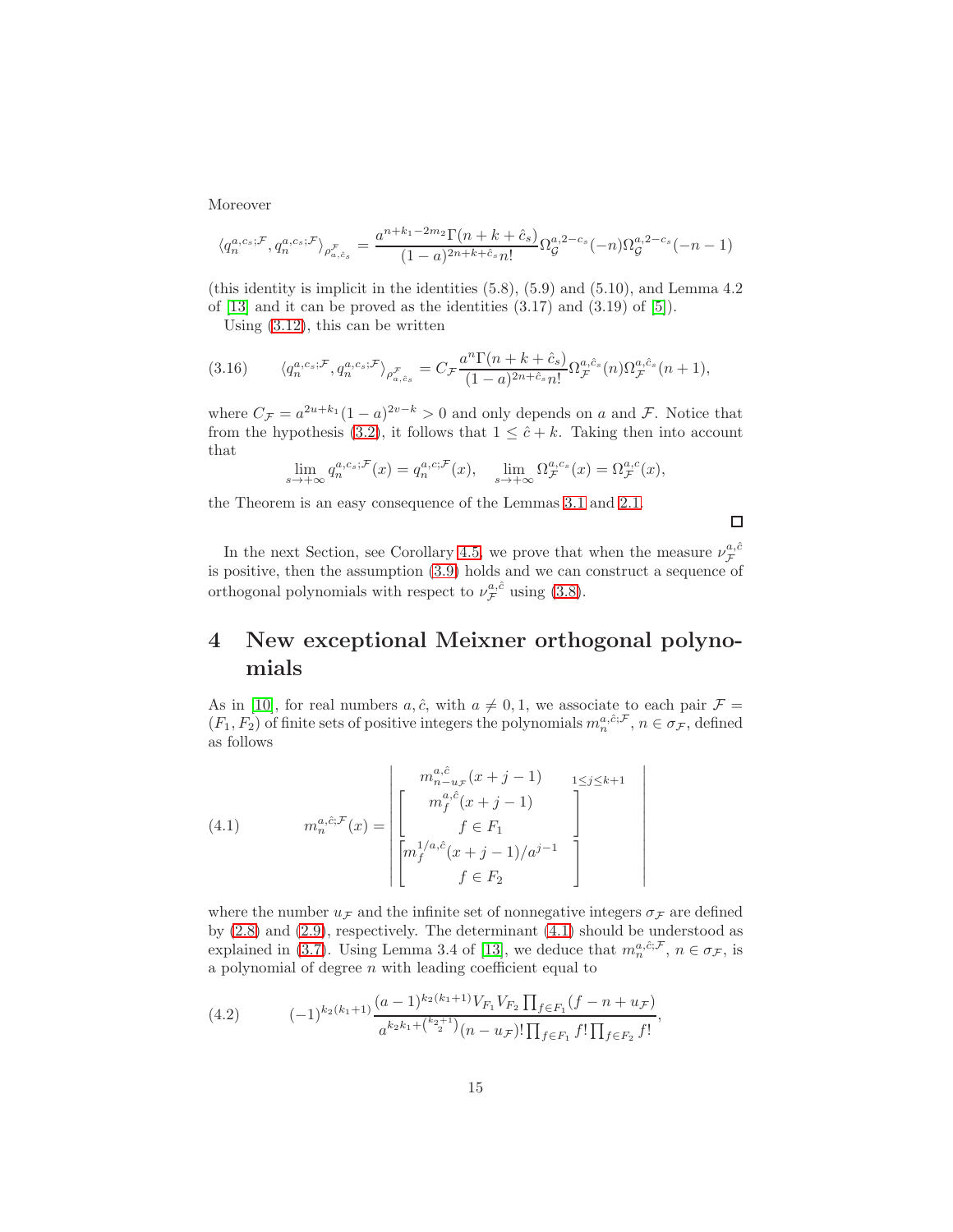Moreover

$$\langle q_n^{a,c_s;\mathcal{F}}, q_n^{a,c_s;\mathcal{F}} \rangle_{\rho^{\mathcal{F}}_{a,\hat{c}_s}} = \frac{a^{n+k_1-2m_2}\Gamma(n+k+\hat{c}_s)}{(1-a)^{2n+k+\hat{c}_s} n!} \Omega_{\mathcal{G}}^{a,2-c_s}(-n)\Omega_{\mathcal{G}}^{a,2-c_s}(-n-1)$$

(this identity is implicit in the identities (5.8), (5.9) and (5.10), and Lemma 4.2 of [13] and it can be proved as the identities (3.17) and (3.19) of [5]).

Using (3.12), this can be written

$$\langle q_n^{a,c_s;\mathcal{F}}, q_n^{a,c_s;\mathcal{F}} \rangle_{\rho^{\mathcal{F}}_{a,\hat{c}_s}} = C_{\mathcal{F}} \frac{a^n \Gamma(n+k+\hat{c}_s)}{(1-a)^{2n+\hat{c}_s} n!} \Omega_{\mathcal{F}}^{a,\hat{c}_s}(n)\Omega_{\mathcal{F}}^{a,\hat{c}_s}(n+1), \tag{3.16}$$

where $C_{\mathcal{F}} = a^{2u+k_1}(1-a)^{2v-k} > 0$ and only depends on $a$ and $\mathcal{F}$. Notice that from the hypothesis (3.2), it follows that $1 \leq \hat{c} + k$. Taking then into account that

$$\lim_{s\to+\infty} q_n^{a,c_s;\mathcal{F}}(x) = q_n^{a,c;\mathcal{F}}(x), \quad \lim_{s\to+\infty} \Omega_{\mathcal{F}}^{a,c_s}(x) = \Omega_{\mathcal{F}}^{a,c}(x),$$

the Theorem is an easy consequence of the Lemmas 3.1 and 2.1.

□

In the next Section, see Corollary 4.5, we prove that when the measure $\nu_{\mathcal{F}}^{a,\hat{c}}$ is positive, then the assumption (3.9) holds and we can construct a sequence of orthogonal polynomials with respect to $\nu_{\mathcal{F}}^{a,\hat{c}}$ using (3.8).

# 4 New exceptional Meixner orthogonal polynomials

As in [10], for real numbers $a, \hat{c}$, with $a \neq 0, 1$, we associate to each pair $\mathcal{F} = (F_1, F_2)$ of finite sets of positive integers the polynomials $m_n^{a,\hat{c};\mathcal{F}}$, $n \in \sigma_{\mathcal{F}}$, defined as follows

$$m_n^{a,\hat{c};\mathcal{F}}(x) = \begin{vmatrix} m_{n-u_{\mathcal{F}}}^{a,\hat{c}}(x+j-1) & {\scriptstyle 1\leq j\leq k+1} \\ \begin{bmatrix} m_f^{a,\hat{c}}(x+j-1) \\ f \in F_1 \end{bmatrix} & \\ \begin{bmatrix} m_f^{1/a,\hat{c}}(x+j-1)/a^{j-1} \\ f \in F_2 \end{bmatrix} & \end{vmatrix} \tag{4.1}$$

where the number $u_{\mathcal{F}}$ and the infinite set of nonnegative integers $\sigma_{\mathcal{F}}$ are defined by (2.8) and (2.9), respectively. The determinant (4.1) should be understood as explained in (3.7). Using Lemma 3.4 of [13], we deduce that $m_n^{a,\hat{c};\mathcal{F}}$, $n \in \sigma_{\mathcal{F}}$, is a polynomial of degree $n$ with leading coefficient equal to

$$(-1)^{k_2(k_1+1)} \frac{(a-1)^{k_2(k_1+1)} V_{F_1} V_{F_2} \prod_{f\in F_1}(f-n+u_{\mathcal{F}})}{a^{k_2k_1+\binom{k_2+1}{2}}(n-u_{\mathcal{F}})! \prod_{f\in F_1} f! \prod_{f\in F_2} f!}, \tag{4.2}$$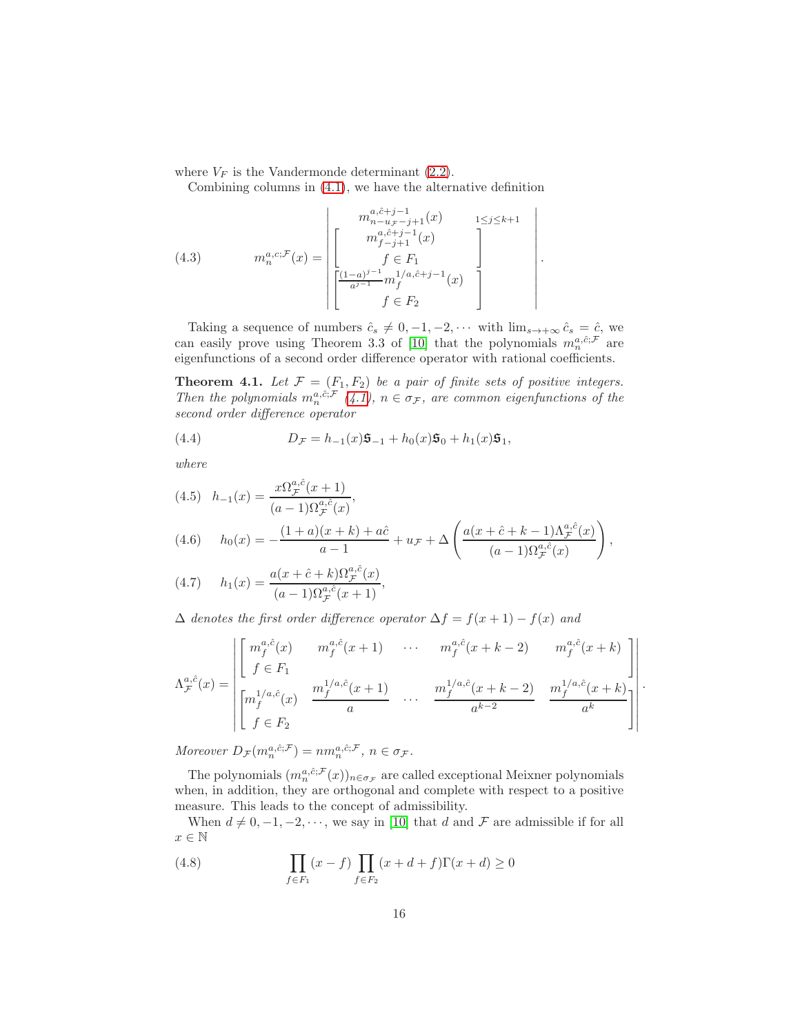where $V_F$ is the Vandermonde determinant (2.2).

Combining columns in (4.1), we have the alternative definition

$$
m_n^{a,c;\mathcal{F}}(x) = \begin{vmatrix} m_{n-u_{\mathcal{F}}-j+1}^{a,\hat{c}+j-1}(x) & {}_{1\le j\le k+1} \\ \begin{bmatrix} m_{f-j+1}^{a,\hat{c}+j-1}(x) \\ f\in F_1 \end{bmatrix} & \\ \begin{bmatrix} \frac{(1-a)^{j-1}}{a^{j-1}} m_f^{1/a,\hat{c}+j-1}(x) \\ f\in F_2 \end{bmatrix} & \end{vmatrix}. \tag{4.3}
$$

Taking a sequence of numbers $\hat{c}_s \neq 0,-1,-2,\cdots$ with $\lim_{s\to+\infty}\hat{c}_s = \hat{c}$, we can easily prove using Theorem 3.3 of [10] that the polynomials $m_n^{a,\hat{c};\mathcal{F}}$ are eigenfunctions of a second order difference operator with rational coefficients.

**Theorem 4.1.** *Let $\mathcal{F}=(F_1,F_2)$ be a pair of finite sets of positive integers. Then the polynomials $m_n^{a,\hat{c};\mathcal{F}}$ (4.1), $n\in\sigma_{\mathcal{F}}$, are common eigenfunctions of the second order difference operator*

$$
D_{\mathcal{F}} = h_{-1}(x)\mathfrak{S}_{-1} + h_0(x)\mathfrak{S}_0 + h_1(x)\mathfrak{S}_1, \tag{4.4}
$$

*where*

$$
h_{-1}(x) = \frac{x\Omega_{\mathcal{F}}^{a,\hat{c}}(x+1)}{(a-1)\Omega_{\mathcal{F}}^{a,\hat{c}}(x)}, \tag{4.5}
$$

$$
h_0(x) = -\frac{(1+a)(x+k)+a\hat{c}}{a-1} + u_{\mathcal{F}} + \Delta\left(\frac{a(x+\hat{c}+k-1)\Lambda_{\mathcal{F}}^{a,\hat{c}}(x)}{(a-1)\Omega_{\mathcal{F}}^{a,\hat{c}}(x)}\right), \tag{4.6}
$$

$$
h_1(x) = \frac{a(x+\hat{c}+k)\Omega_{\mathcal{F}}^{a,\hat{c}}(x)}{(a-1)\Omega_{\mathcal{F}}^{a,\hat{c}}(x+1)}, \tag{4.7}
$$

*$\Delta$ denotes the first order difference operator $\Delta f = f(x+1)-f(x)$ and*

$$
\Lambda_{\mathcal{F}}^{a,\hat{c}}(x) = \begin{vmatrix} \begin{bmatrix} m_f^{a,\hat{c}}(x) & m_f^{a,\hat{c}}(x+1) & \cdots & m_f^{a,\hat{c}}(x+k-2) & m_f^{a,\hat{c}}(x+k) \\ f\in F_1 & & & & \end{bmatrix} \\ \begin{bmatrix} m_f^{1/a,\hat{c}}(x) & \frac{m_f^{1/a,\hat{c}}(x+1)}{a} & \cdots & \frac{m_f^{1/a,\hat{c}}(x+k-2)}{a^{k-2}} & \frac{m_f^{1/a,\hat{c}}(x+k)}{a^k} \\ f\in F_2 & & & & \end{bmatrix} \end{vmatrix}.
$$

*Moreover $D_{\mathcal{F}}(m_n^{a,\hat{c};\mathcal{F}}) = n m_n^{a,\hat{c};\mathcal{F}}$, $n\in\sigma_{\mathcal{F}}$.*

The polynomials $(m_n^{a,\hat{c};\mathcal{F}}(x))_{n\in\sigma_{\mathcal{F}}}$ are called exceptional Meixner polynomials when, in addition, they are orthogonal and complete with respect to a positive measure. This leads to the concept of admissibility.

When $d\neq 0,-1,-2,\cdots$, we say in [10] that $d$ and $\mathcal{F}$ are admissible if for all $x\in\mathbb{N}$

$$
\prod_{f\in F_1}(x-f)\prod_{f\in F_2}(x+d+f)\Gamma(x+d) \geq 0 \tag{4.8}
$$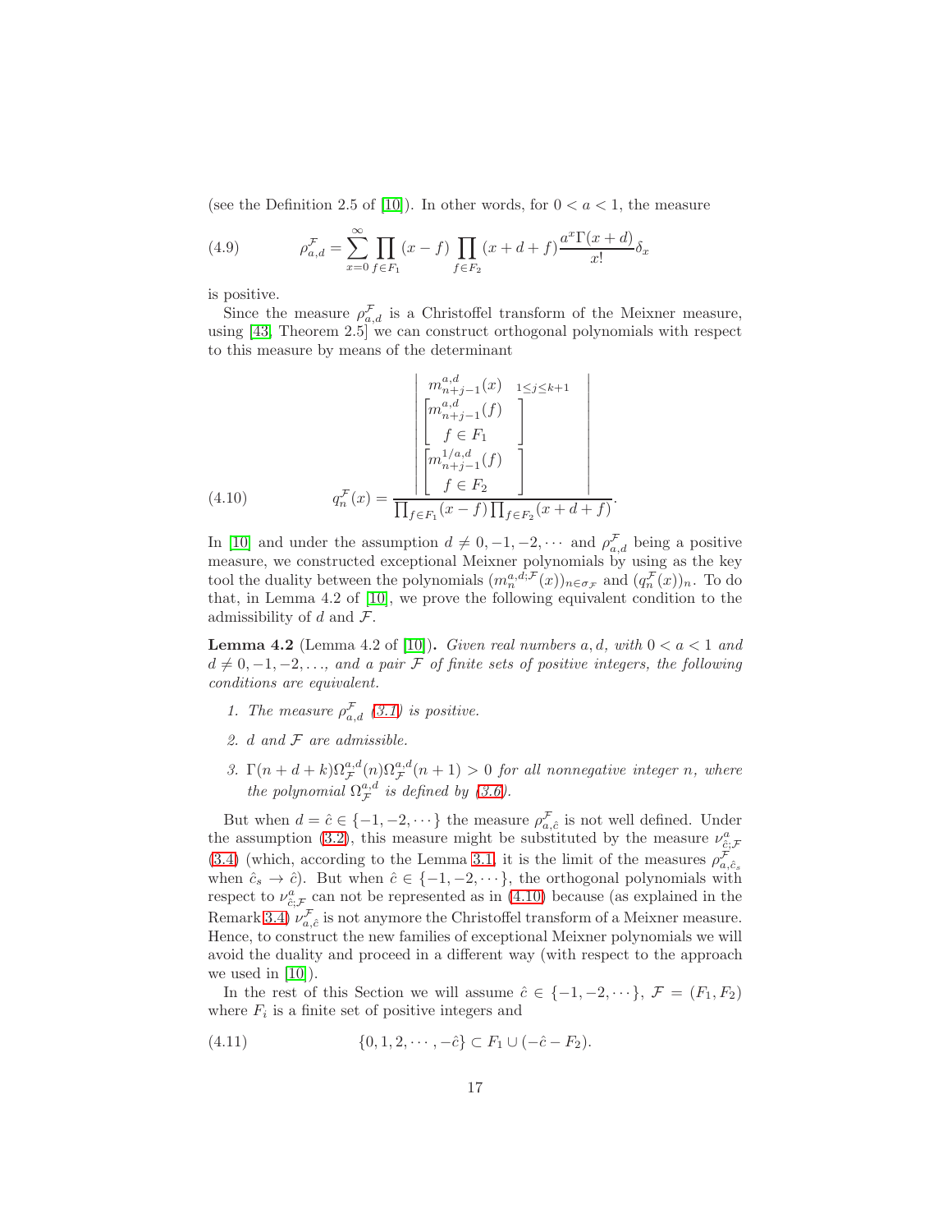(see the Definition 2.5 of [10]). In other words, for $0 < a < 1$, the measure

$$\rho_{a,d}^{\mathcal{F}} = \sum_{x=0}^{\infty} \prod_{f \in F_1} (x-f) \prod_{f \in F_2} (x+d+f) \frac{a^x \Gamma(x+d)}{x!} \delta_x \tag{4.9}$$

is positive.

Since the measure $\rho_{a,d}^{\mathcal{F}}$ is a Christoffel transform of the Meixner measure, using [43, Theorem 2.5] we can construct orthogonal polynomials with respect to this measure by means of the determinant

$$q_n^{\mathcal{F}}(x) = \frac{\begin{vmatrix} m_{n+j-1}^{a,d}(x) \quad {\scriptstyle 1 \le j \le k+1} \\ \begin{bmatrix} m_{n+j-1}^{a,d}(f) \\ f \in F_1 \end{bmatrix} \\ \begin{bmatrix} m_{n+j-1}^{1/a,d}(f) \\ f \in F_2 \end{bmatrix} \end{vmatrix}}{\prod_{f \in F_1}(x-f) \prod_{f \in F_2}(x+d+f)}. \tag{4.10}$$

In [10] and under the assumption $d \neq 0, -1, -2, \cdots$ and $\rho_{a,d}^{\mathcal{F}}$ being a positive measure, we constructed exceptional Meixner polynomials by using as the key tool the duality between the polynomials $(m_n^{a,d;\mathcal{F}}(x))_{n \in \sigma_{\mathcal{F}}}$ and $(q_n^{\mathcal{F}}(x))_n$. To do that, in Lemma 4.2 of [10], we prove the following equivalent condition to the admissibility of $d$ and $\mathcal{F}$.

**Lemma 4.2** (Lemma 4.2 of [10])**.** *Given real numbers $a, d$, with $0 < a < 1$ and $d \neq 0, -1, -2, \ldots$, and a pair $\mathcal{F}$ of finite sets of positive integers, the following conditions are equivalent.*

1. *The measure $\rho_{a,d}^{\mathcal{F}}$ (3.1) is positive.*
2. *$d$ and $\mathcal{F}$ are admissible.*
3. *$\Gamma(n+d+k)\Omega_{\mathcal{F}}^{a,d}(n)\Omega_{\mathcal{F}}^{a,d}(n+1) > 0$ for all nonnegative integer $n$, where the polynomial $\Omega_{\mathcal{F}}^{a,d}$ is defined by (3.6).*

But when $d = \hat{c} \in \{-1, -2, \cdots\}$ the measure $\rho_{a,\hat{c}}^{\mathcal{F}}$ is not well defined. Under the assumption (3.2), this measure might be substituted by the measure $\nu_{\hat{c};\mathcal{F}}^{a}$ (3.4) (which, according to the Lemma 3.1, it is the limit of the measures $\rho_{a,\hat{c}_s}^{\mathcal{F}}$ when $\hat{c}_s \to \hat{c}$). But when $\hat{c} \in \{-1, -2, \cdots\}$, the orthogonal polynomials with respect to $\nu_{\hat{c};\mathcal{F}}^{a}$ can not be represented as in (4.10) because (as explained in the Remark 3.4) $\nu_{a,\hat{c}}^{\mathcal{F}}$ is not anymore the Christoffel transform of a Meixner measure. Hence, to construct the new families of exceptional Meixner polynomials we will avoid the duality and proceed in a different way (with respect to the approach we used in [10]).

In the rest of this Section we will assume $\hat{c} \in \{-1, -2, \cdots\}$, $\mathcal{F} = (F_1, F_2)$ where $F_i$ is a finite set of positive integers and

$$\{0, 1, 2, \cdots, -\hat{c}\} \subset F_1 \cup (-\hat{c} - F_2). \tag{4.11}$$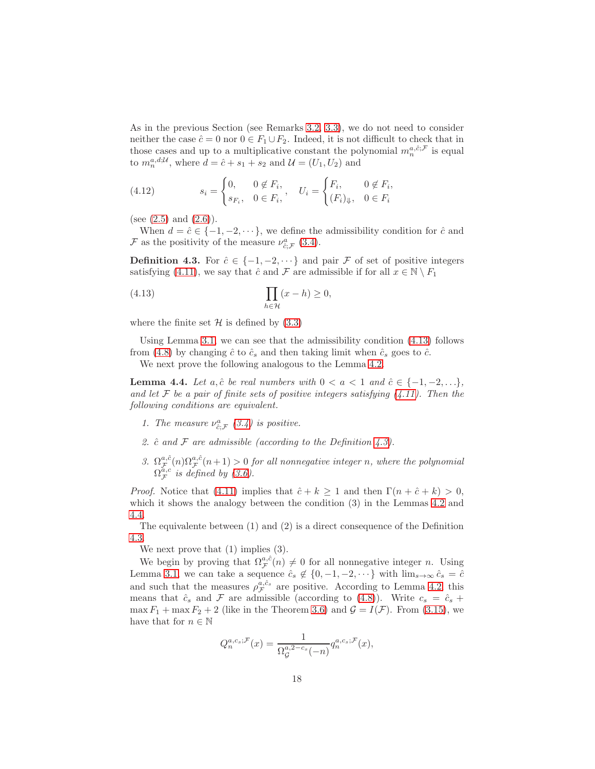As in the previous Section (see Remarks 3.2, 3.3), we do not need to consider neither the case $\hat{c} = 0$ nor $0 \in F_1 \cup F_2$. Indeed, it is not difficult to check that in those cases and up to a multiplicative constant the polynomial $m_n^{a,\hat{c};\mathcal{F}}$ is equal to $m_n^{a,d;\mathcal{U}}$, where $d = \hat{c} + s_1 + s_2$ and $\mathcal{U} = (U_1, U_2)$ and

$$
(4.12) \qquad s_i = \begin{cases} 0, & 0 \notin F_i, \\ s_{F_i}, & 0 \in F_i, \end{cases}, \quad U_i = \begin{cases} F_i, & 0 \notin F_i, \\ (F_i)_{\Downarrow}, & 0 \in F_i \end{cases}
$$

(see (2.5) and (2.6)).

When $d = \hat{c} \in \{-1, -2, \cdots\}$, we define the admissibility condition for $\hat{c}$ and $\mathcal{F}$ as the positivity of the measure $\nu_{\hat{c};\mathcal{F}}^{a}$ (3.4).

**Definition 4.3.** For $\hat{c} \in \{-1, -2, \cdots\}$ and pair $\mathcal{F}$ of set of positive integers satisfying (4.11), we say that $\hat{c}$ and $\mathcal{F}$ are admissible if for all $x \in \mathbb{N} \setminus F_1$

$$
(4.13) \qquad \prod_{h \in \mathcal{H}} (x - h) \geq 0,
$$

where the finite set $\mathcal{H}$ is defined by (3.3)

Using Lemma 3.1, we can see that the admissibility condition (4.13) follows from (4.8) by changing $\hat{c}$ to $\hat{c}_s$ and then taking limit when $\hat{c}_s$ goes to $\hat{c}$.

We next prove the following analogous to the Lemma 4.2.

**Lemma 4.4.** *Let $a, \hat{c}$ be real numbers with $0 < a < 1$ and $\hat{c} \in \{-1, -2, \ldots\}$, and let $\mathcal{F}$ be a pair of finite sets of positive integers satisfying (4.11). Then the following conditions are equivalent.*

1. *The measure $\nu_{\hat{c};\mathcal{F}}^{a}$ (3.4) is positive.*
2. *$\hat{c}$ and $\mathcal{F}$ are admissible (according to the Definition 4.3).*
3. *$\Omega_{\mathcal{F}}^{a,\hat{c}}(n)\Omega_{\mathcal{F}}^{a,\hat{c}}(n+1) > 0$ for all nonnegative integer $n$, where the polynomial $\Omega_{\mathcal{F}}^{a,c}$ is defined by (3.6).*

*Proof.* Notice that (4.11) implies that $\hat{c} + k \geq 1$ and then $\Gamma(n + \hat{c} + k) > 0$, which it shows the analogy between the condition (3) in the Lemmas 4.2 and 4.4.

The equivalente between (1) and (2) is a direct consequence of the Definition 4.3.

We next prove that (1) implies (3).

We begin by proving that $\Omega_{\mathcal{F}}^{a,\hat{c}}(n) \neq 0$ for all nonnegative integer $n$. Using Lemma 3.1, we can take a sequence $\hat{c}_s \notin \{0, -1, -2, \cdots\}$ with $\lim_{s \to \infty} \hat{c}_s = \hat{c}$ and such that the measures $\rho_{\mathcal{F}}^{a,\hat{c}_s}$ are positive. According to Lemma 4.2, this means that $\hat{c}_s$ and $\mathcal{F}$ are admissible (according to (4.8)). Write $c_s = \hat{c}_s + \max F_1 + \max F_2 + 2$ (like in the Theorem 3.6) and $\mathcal{G} = I(\mathcal{F})$. From (3.15), we have that for $n \in \mathbb{N}$

$$
Q_n^{a,c_s;\mathcal{F}}(x) = \frac{1}{\Omega_{\mathcal{G}}^{a,2-c_s}(-n)} q_n^{a,c_s;\mathcal{F}}(x),
$$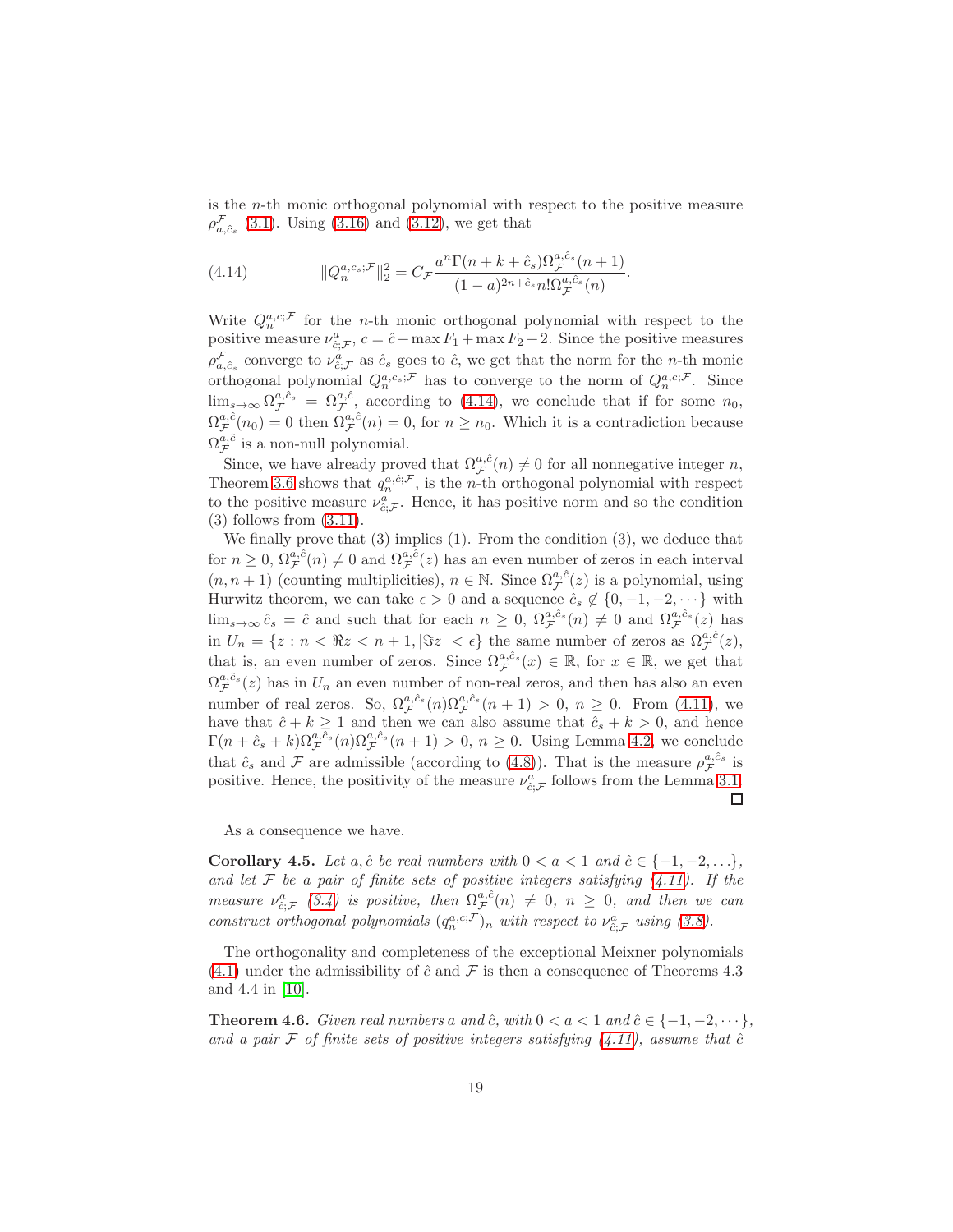is the $n$-th monic orthogonal polynomial with respect to the positive measure $\rho_{a,\hat{c}_s}^{\mathcal{F}}$ (3.1). Using (3.16) and (3.12), we get that

$$\|Q_n^{a,c_s;\mathcal{F}}\|_2^2 = C_{\mathcal{F}} \frac{a^n \Gamma(n+k+\hat{c}_s)\Omega_{\mathcal{F}}^{a,\hat{c}_s}(n+1)}{(1-a)^{2n+\hat{c}_s} n! \Omega_{\mathcal{F}}^{a,\hat{c}_s}(n)}. \tag{4.14}$$

Write $Q_n^{a,c;\mathcal{F}}$ for the $n$-th monic orthogonal polynomial with respect to the positive measure $\nu_{\hat{c};\mathcal{F}}^{a}$, $c = \hat{c} + \max F_1 + \max F_2 + 2$. Since the positive measures $\rho_{a,\hat{c}_s}^{\mathcal{F}}$ converge to $\nu_{\hat{c};\mathcal{F}}^{a}$ as $\hat{c}_s$ goes to $\hat{c}$, we get that the norm for the $n$-th monic orthogonal polynomial $Q_n^{a,c_s;\mathcal{F}}$ has to converge to the norm of $Q_n^{a,c;\mathcal{F}}$. Since $\lim_{s\to\infty} \Omega_{\mathcal{F}}^{a,\hat{c}_s} = \Omega_{\mathcal{F}}^{a,\hat{c}}$, according to (4.14), we conclude that if for some $n_0$, $\Omega_{\mathcal{F}}^{a,\hat{c}}(n_0) = 0$ then $\Omega_{\mathcal{F}}^{a,\hat{c}}(n) = 0$, for $n \geq n_0$. Which it is a contradiction because $\Omega_{\mathcal{F}}^{a,\hat{c}}$ is a non-null polynomial.

Since, we have already proved that $\Omega_{\mathcal{F}}^{a,\hat{c}}(n) \neq 0$ for all nonnegative integer $n$, Theorem 3.6 shows that $q_n^{a,\hat{c};\mathcal{F}}$, is the $n$-th orthogonal polynomial with respect to the positive measure $\nu_{\hat{c};\mathcal{F}}^{a}$. Hence, it has positive norm and so the condition (3) follows from (3.11).

We finally prove that (3) implies (1). From the condition (3), we deduce that for $n \geq 0$, $\Omega_{\mathcal{F}}^{a,\hat{c}}(n) \neq 0$ and $\Omega_{\mathcal{F}}^{a,\hat{c}}(z)$ has an even number of zeros in each interval $(n, n+1)$ (counting multiplicities), $n \in \mathbb{N}$. Since $\Omega_{\mathcal{F}}^{a,\hat{c}}(z)$ is a polynomial, using Hurwitz theorem, we can take $\epsilon > 0$ and a sequence $\hat{c}_s \notin \{0, -1, -2, \cdots\}$ with $\lim_{s\to\infty} \hat{c}_s = \hat{c}$ and such that for each $n \geq 0$, $\Omega_{\mathcal{F}}^{a,\hat{c}_s}(n) \neq 0$ and $\Omega_{\mathcal{F}}^{a,\hat{c}_s}(z)$ has in $U_n = \{z : n < \Re z < n+1, |\Im z| < \epsilon\}$ the same number of zeros as $\Omega_{\mathcal{F}}^{a,\hat{c}}(z)$, that is, an even number of zeros. Since $\Omega_{\mathcal{F}}^{a,\hat{c}_s}(x) \in \mathbb{R}$, for $x \in \mathbb{R}$, we get that $\Omega_{\mathcal{F}}^{a,\hat{c}_s}(z)$ has in $U_n$ an even number of non-real zeros, and then has also an even number of real zeros. So, $\Omega_{\mathcal{F}}^{a,\hat{c}_s}(n)\Omega_{\mathcal{F}}^{a,\hat{c}_s}(n+1) > 0$, $n \geq 0$. From (4.11), we have that $\hat{c} + k \geq 1$ and then we can also assume that $\hat{c}_s + k > 0$, and hence $\Gamma(n + \hat{c}_s + k)\Omega_{\mathcal{F}}^{a,\hat{c}_s}(n)\Omega_{\mathcal{F}}^{a,\hat{c}_s}(n+1) > 0$, $n \geq 0$. Using Lemma 4.2, we conclude that $\hat{c}_s$ and $\mathcal{F}$ are admissible (according to (4.8)). That is the measure $\rho_{\mathcal{F}}^{a,\hat{c}_s}$ is positive. Hence, the positivity of the measure $\nu_{\hat{c};\mathcal{F}}^{a}$ follows from the Lemma 3.1. □

As a consequence we have.

**Corollary 4.5.** *Let $a, \hat{c}$ be real numbers with $0 < a < 1$ and $\hat{c} \in \{-1, -2, \ldots\}$, and let $\mathcal{F}$ be a pair of finite sets of positive integers satisfying (4.11). If the measure $\nu_{\hat{c};\mathcal{F}}^{a}$ (3.4) is positive, then $\Omega_{\mathcal{F}}^{a,\hat{c}}(n) \neq 0$, $n \geq 0$, and then we can construct orthogonal polynomials $(q_n^{a,c;\mathcal{F}})_n$ with respect to $\nu_{\hat{c};\mathcal{F}}^{a}$ using (3.8).*

The orthogonality and completeness of the exceptional Meixner polynomials (4.1) under the admissibility of $\hat{c}$ and $\mathcal{F}$ is then a consequence of Theorems 4.3 and 4.4 in [10].

**Theorem 4.6.** *Given real numbers $a$ and $\hat{c}$, with $0 < a < 1$ and $\hat{c} \in \{-1, -2, \cdots\}$, and a pair $\mathcal{F}$ of finite sets of positive integers satisfying (4.11), assume that $\hat{c}$*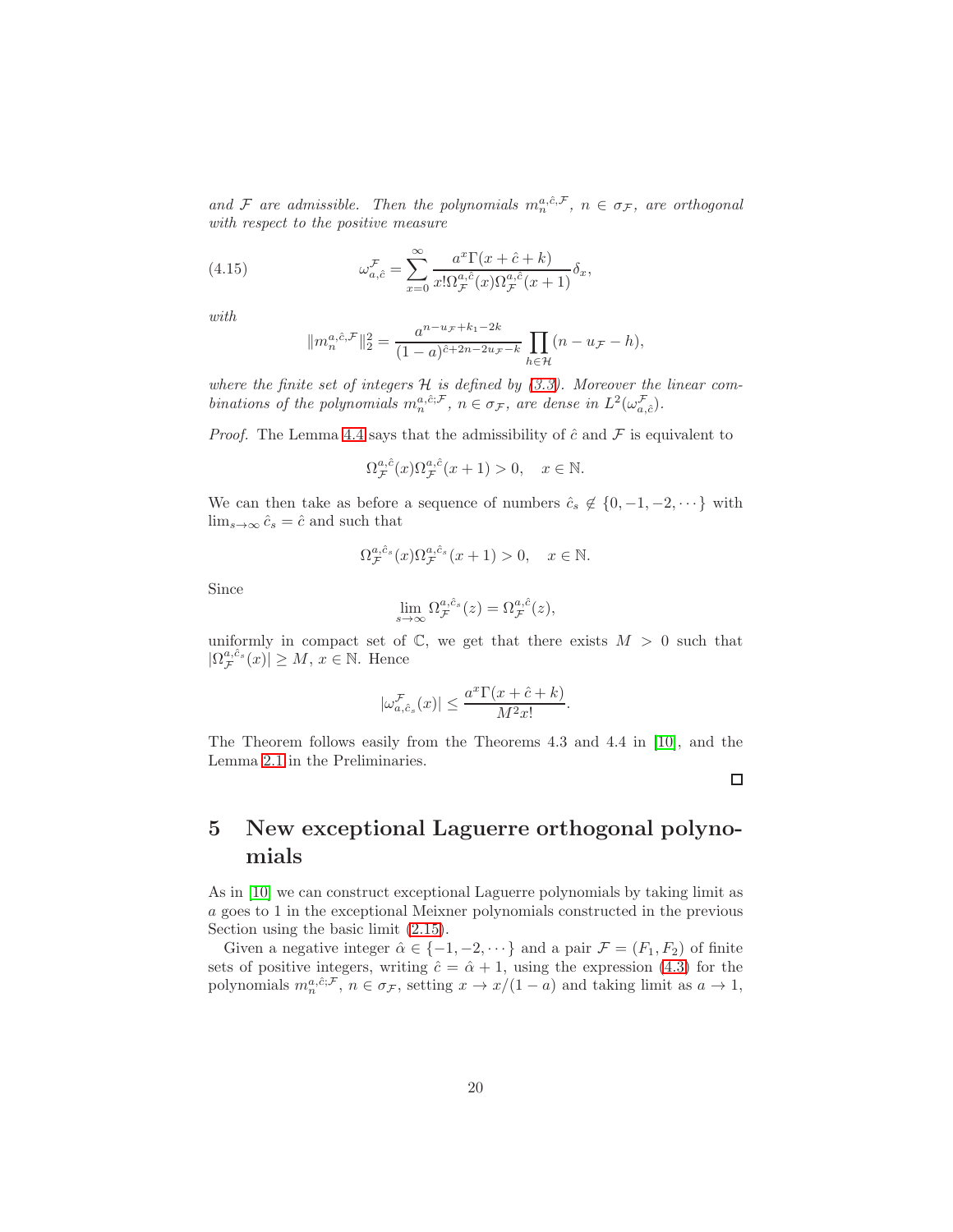*and $\mathcal{F}$ are admissible. Then the polynomials $m_n^{a,\hat{c},\mathcal{F}}$, $n \in \sigma_{\mathcal{F}}$, are orthogonal with respect to the positive measure*

$$\omega_{a,\hat{c}}^{\mathcal{F}} = \sum_{x=0}^{\infty} \frac{a^x \Gamma(x+\hat{c}+k)}{x! \Omega_{\mathcal{F}}^{a,\hat{c}}(x) \Omega_{\mathcal{F}}^{a,\hat{c}}(x+1)} \delta_x, \tag{4.15}$$

*with*

$$\|m_n^{a,\hat{c},\mathcal{F}}\|_2^2 = \frac{a^{n-u_{\mathcal{F}}+k_1-2k}}{(1-a)^{\hat{c}+2n-2u_{\mathcal{F}}-k}} \prod_{h \in \mathcal{H}} (n - u_{\mathcal{F}} - h),$$

*where the finite set of integers $\mathcal{H}$ is defined by (3.3). Moreover the linear combinations of the polynomials $m_n^{a,\hat{c};\mathcal{F}}$, $n \in \sigma_{\mathcal{F}}$, are dense in $L^2(\omega_{a,\hat{c}}^{\mathcal{F}})$.*

*Proof.* The Lemma 4.4 says that the admissibility of $\hat{c}$ and $\mathcal{F}$ is equivalent to

$$\Omega_{\mathcal{F}}^{a,\hat{c}}(x) \Omega_{\mathcal{F}}^{a,\hat{c}}(x+1) > 0, \quad x \in \mathbb{N}.$$

We can then take as before a sequence of numbers $\hat{c}_s \notin \{0, -1, -2, \cdots\}$ with $\lim_{s\to\infty} \hat{c}_s = \hat{c}$ and such that

$$\Omega_{\mathcal{F}}^{a,\hat{c}_s}(x) \Omega_{\mathcal{F}}^{a,\hat{c}_s}(x+1) > 0, \quad x \in \mathbb{N}.$$

Since

$$\lim_{s\to\infty} \Omega_{\mathcal{F}}^{a,\hat{c}_s}(z) = \Omega_{\mathcal{F}}^{a,\hat{c}}(z),$$

uniformly in compact set of $\mathbb{C}$, we get that there exists $M > 0$ such that $|\Omega_{\mathcal{F}}^{a,\hat{c}_s}(x)| \geq M$, $x \in \mathbb{N}$. Hence

$$|\omega_{a,\hat{c}_s}^{\mathcal{F}}(x)| \leq \frac{a^x \Gamma(x+\hat{c}+k)}{M^2 x!}.$$

The Theorem follows easily from the Theorems 4.3 and 4.4 in [10], and the Lemma 2.1 in the Preliminaries. ☐

# 5 New exceptional Laguerre orthogonal polynomials

As in [10] we can construct exceptional Laguerre polynomials by taking limit as $a$ goes to 1 in the exceptional Meixner polynomials constructed in the previous Section using the basic limit (2.15).

Given a negative integer $\hat{\alpha} \in \{-1, -2, \cdots\}$ and a pair $\mathcal{F} = (F_1, F_2)$ of finite sets of positive integers, writing $\hat{c} = \hat{\alpha} + 1$, using the expression (4.3) for the polynomials $m_n^{a,\hat{c};\mathcal{F}}$, $n \in \sigma_{\mathcal{F}}$, setting $x \to x/(1-a)$ and taking limit as $a \to 1$,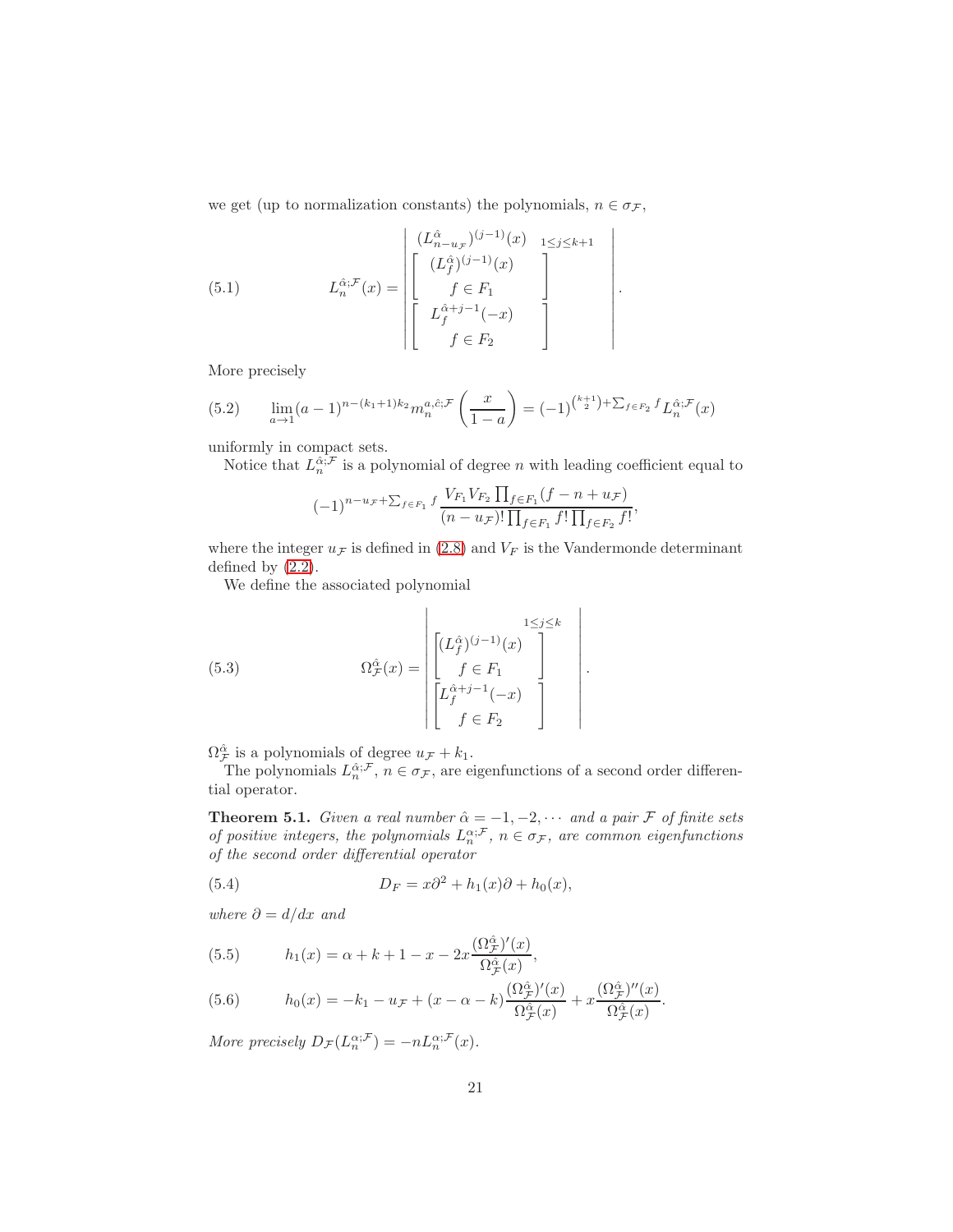we get (up to normalization constants) the polynomials, $n \in \sigma_{\mathcal{F}}$,

$$
L_n^{\hat{\alpha};\mathcal{F}}(x) = \begin{vmatrix} (L_{n-u_{\mathcal{F}}}^{\hat{\alpha}})^{(j-1)}(x) & {}_{1\le j\le k+1} \\ \begin{bmatrix} (L_f^{\hat{\alpha}})^{(j-1)}(x) \\ f \in F_1 \end{bmatrix} & \\ \begin{bmatrix} L_f^{\hat{\alpha}+j-1}(-x) \\ f \in F_2 \end{bmatrix} & \end{vmatrix}. \tag{5.1}
$$

More precisely

$$
\lim_{a\to 1}(a-1)^{n-(k_1+1)k_2} m_n^{a,\hat{c};\mathcal{F}}\left(\frac{x}{1-a}\right) = (-1)^{\binom{k+1}{2}+\sum_{f\in F_2} f} L_n^{\hat{\alpha};\mathcal{F}}(x) \tag{5.2}
$$

uniformly in compact sets.

Notice that $L_n^{\hat{\alpha};\mathcal{F}}$ is a polynomial of degree $n$ with leading coefficient equal to

$$
(-1)^{n-u_{\mathcal{F}}+\sum_{f\in F_1} f} \frac{V_{F_1} V_{F_2} \prod_{f\in F_1}(f-n+u_{\mathcal{F}})}{(n-u_{\mathcal{F}})! \prod_{f\in F_1} f! \prod_{f\in F_2} f!},
$$

where the integer $u_{\mathcal{F}}$ is defined in (2.8) and $V_F$ is the Vandermonde determinant defined by (2.2).

We define the associated polynomial

$$
\Omega_{\mathcal{F}}^{\hat{\alpha}}(x) = \begin{vmatrix} \begin{bmatrix} (L_f^{\hat{\alpha}})^{(j-1)}(x) \\ f \in F_1 \end{bmatrix}^{1\le j\le k} \\ \begin{bmatrix} L_f^{\hat{\alpha}+j-1}(-x) \\ f \in F_2 \end{bmatrix} \end{vmatrix}. \tag{5.3}
$$

$\Omega_{\mathcal{F}}^{\hat{\alpha}}$ is a polynomials of degree $u_{\mathcal{F}} + k_1$.

The polynomials $L_n^{\hat{\alpha};\mathcal{F}}$, $n \in \sigma_{\mathcal{F}}$, are eigenfunctions of a second order differential operator.

**Theorem 5.1.** *Given a real number $\hat{\alpha} = -1, -2, \cdots$ and a pair $\mathcal{F}$ of finite sets of positive integers, the polynomials $L_n^{\alpha;\mathcal{F}}$, $n \in \sigma_{\mathcal{F}}$, are common eigenfunctions of the second order differential operator*

$$
D_F = x\partial^2 + h_1(x)\partial + h_0(x), \tag{5.4}
$$

*where $\partial = d/dx$ and*

$$
h_1(x) = \alpha + k + 1 - x - 2x\frac{(\Omega_{\mathcal{F}}^{\hat{\alpha}})'(x)}{\Omega_{\mathcal{F}}^{\hat{\alpha}}(x)}, \tag{5.5}
$$

$$
h_0(x) = -k_1 - u_{\mathcal{F}} + (x-\alpha-k)\frac{(\Omega_{\mathcal{F}}^{\hat{\alpha}})'(x)}{\Omega_{\mathcal{F}}^{\hat{\alpha}}(x)} + x\frac{(\Omega_{\mathcal{F}}^{\hat{\alpha}})''(x)}{\Omega_{\mathcal{F}}^{\hat{\alpha}}(x)}. \tag{5.6}
$$

*More precisely $D_{\mathcal{F}}(L_n^{\alpha;\mathcal{F}}) = -nL_n^{\alpha;\mathcal{F}}(x)$.*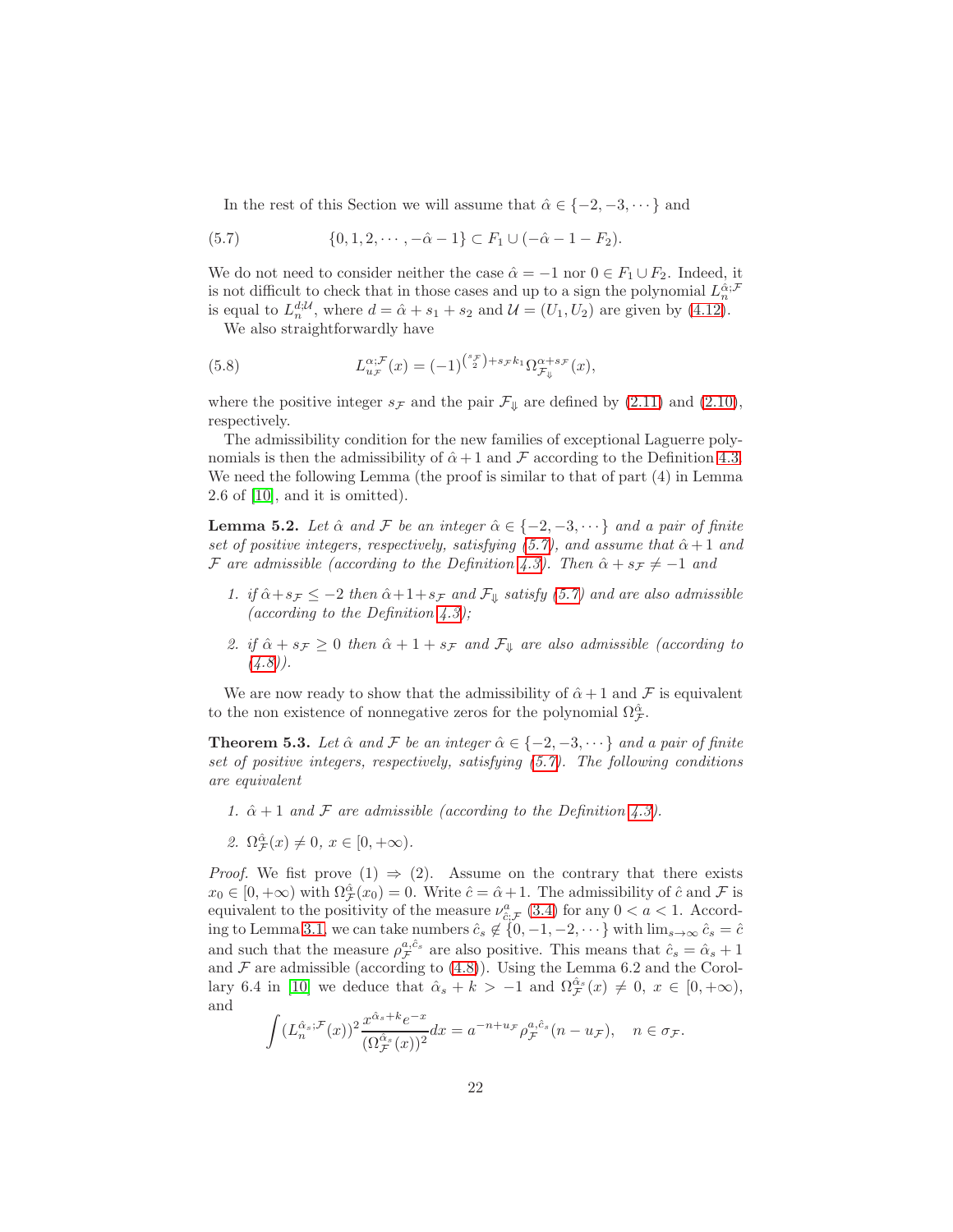In the rest of this Section we will assume that $\hat{\alpha} \in \{-2, -3, \cdots\}$ and

$$\{0, 1, 2, \cdots, -\hat{\alpha} - 1\} \subset F_1 \cup (-\hat{\alpha} - 1 - F_2). \tag{5.7}$$

We do not need to consider neither the case $\hat{\alpha} = -1$ nor $0 \in F_1 \cup F_2$. Indeed, it is not difficult to check that in those cases and up to a sign the polynomial $L_n^{\hat{\alpha};\mathcal{F}}$ is equal to $L_n^{d;\mathcal{U}}$, where $d = \hat{\alpha} + s_1 + s_2$ and $\mathcal{U} = (U_1, U_2)$ are given by (4.12).

We also straightforwardly have

$$L_{u_{\mathcal{F}}}^{\alpha;\mathcal{F}}(x) = (-1)^{\binom{s_{\mathcal{F}}}{2} + s_{\mathcal{F}} k_1} \Omega_{\mathcal{F}_\Downarrow}^{\alpha + s_{\mathcal{F}}}(x), \tag{5.8}$$

where the positive integer $s_{\mathcal{F}}$ and the pair $\mathcal{F}_\Downarrow$ are defined by (2.11) and (2.10), respectively.

The admissibility condition for the new families of exceptional Laguerre polynomials is then the admissibility of $\hat{\alpha} + 1$ and $\mathcal{F}$ according to the Definition 4.3. We need the following Lemma (the proof is similar to that of part (4) in Lemma 2.6 of [10], and it is omitted).

**Lemma 5.2.** *Let $\hat{\alpha}$ and $\mathcal{F}$ be an integer $\hat{\alpha} \in \{-2, -3, \cdots\}$ and a pair of finite set of positive integers, respectively, satisfying (5.7), and assume that $\hat{\alpha} + 1$ and $\mathcal{F}$ are admissible (according to the Definition 4.3). Then $\hat{\alpha} + s_{\mathcal{F}} \neq -1$ and*

1. *if $\hat{\alpha} + s_{\mathcal{F}} \leq -2$ then $\hat{\alpha} + 1 + s_{\mathcal{F}}$ and $\mathcal{F}_\Downarrow$ satisfy (5.7) and are also admissible (according to the Definition 4.3);*
2. *if $\hat{\alpha} + s_{\mathcal{F}} \geq 0$ then $\hat{\alpha} + 1 + s_{\mathcal{F}}$ and $\mathcal{F}_\Downarrow$ are also admissible (according to (4.8)).*

We are now ready to show that the admissibility of $\hat{\alpha} + 1$ and $\mathcal{F}$ is equivalent to the non existence of nonnegative zeros for the polynomial $\Omega_{\mathcal{F}}^{\hat{\alpha}}$.

**Theorem 5.3.** *Let $\hat{\alpha}$ and $\mathcal{F}$ be an integer $\hat{\alpha} \in \{-2, -3, \cdots\}$ and a pair of finite set of positive integers, respectively, satisfying (5.7). The following conditions are equivalent*

1. *$\hat{\alpha} + 1$ and $\mathcal{F}$ are admissible (according to the Definition 4.3).*
2. *$\Omega_{\mathcal{F}}^{\hat{\alpha}}(x) \neq 0$, $x \in [0, +\infty)$.*

*Proof.* We fist prove (1) $\Rightarrow$ (2). Assume on the contrary that there exists $x_0 \in [0, +\infty)$ with $\Omega_{\mathcal{F}}^{\hat{\alpha}}(x_0) = 0$. Write $\hat{c} = \hat{\alpha} + 1$. The admissibility of $\hat{c}$ and $\mathcal{F}$ is equivalent to the positivity of the measure $\nu_{\hat{c};\mathcal{F}}^{a}$ (3.4) for any $0 < a < 1$. According to Lemma 3.1, we can take numbers $\hat{c}_s \notin \{0, -1, -2, \cdots\}$ with $\lim_{s \to \infty} \hat{c}_s = \hat{c}$ and such that the measure $\rho_{\mathcal{F}}^{a,\hat{c}_s}$ are also positive. This means that $\hat{c}_s = \hat{\alpha}_s + 1$ and $\mathcal{F}$ are admissible (according to (4.8)). Using the Lemma 6.2 and the Corollary 6.4 in [10] we deduce that $\hat{\alpha}_s + k > -1$ and $\Omega_{\mathcal{F}}^{\hat{\alpha}_s}(x) \neq 0$, $x \in [0, +\infty)$, and

$$\int (L_n^{\hat{\alpha}_s;\mathcal{F}}(x))^2 \frac{x^{\hat{\alpha}_s + k} e^{-x}}{(\Omega_{\mathcal{F}}^{\hat{\alpha}_s}(x))^2} dx = a^{-n + u_{\mathcal{F}}} \rho_{\mathcal{F}}^{a,\hat{c}_s}(n - u_{\mathcal{F}}), \quad n \in \sigma_{\mathcal{F}}.$$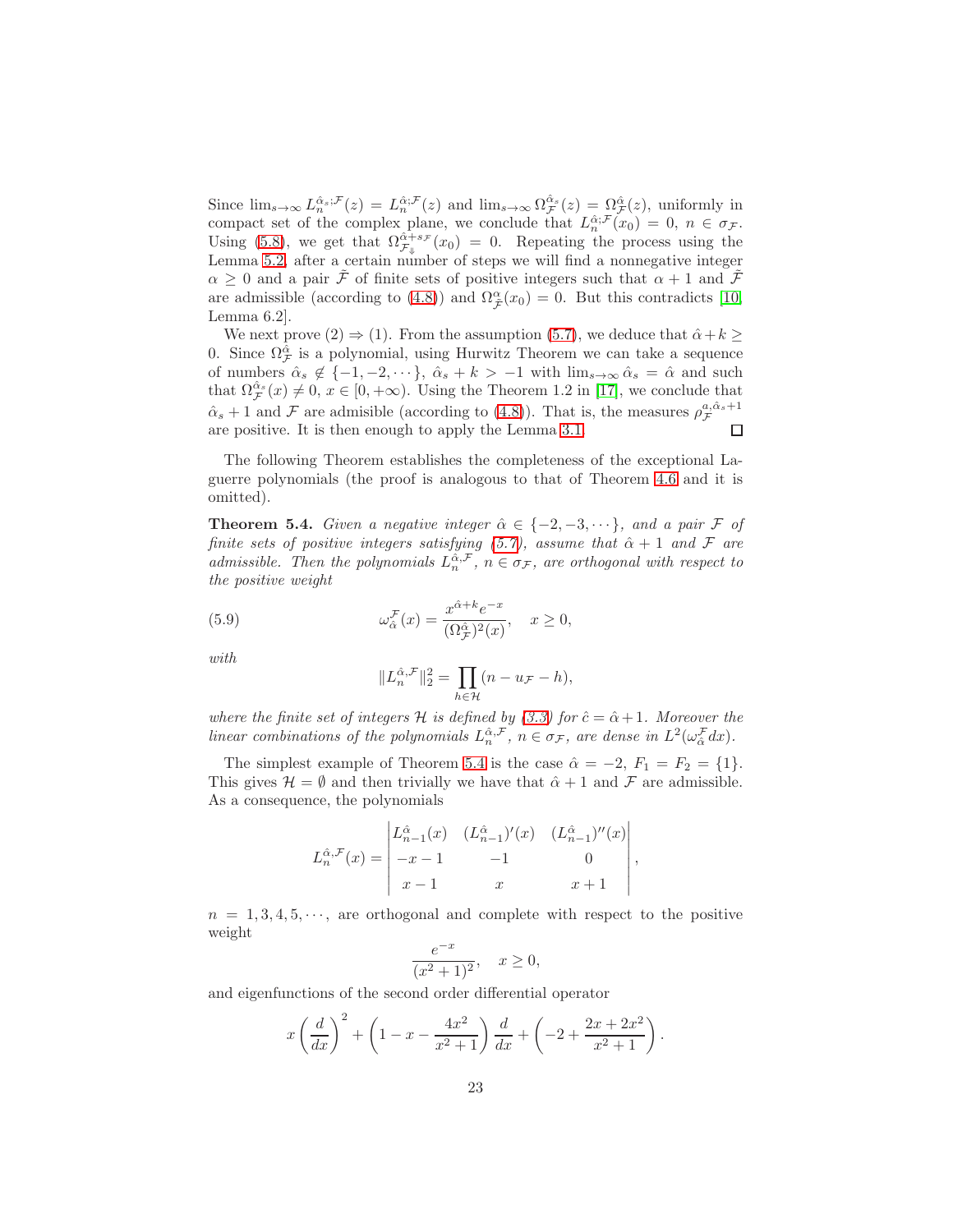Since $\lim_{s\to\infty} L_n^{\hat{\alpha}_s;\mathcal{F}}(z) = L_n^{\hat{\alpha};\mathcal{F}}(z)$ and $\lim_{s\to\infty} \Omega_{\mathcal{F}}^{\hat{\alpha}_s}(z) = \Omega_{\mathcal{F}}^{\hat{\alpha}}(z)$, uniformly in compact set of the complex plane, we conclude that $L_n^{\hat{\alpha};\mathcal{F}}(x_0) = 0$, $n \in \sigma_{\mathcal{F}}$. Using (5.8), we get that $\Omega_{\mathcal{F}_\Downarrow}^{\hat{\alpha}+s_{\mathcal{F}}}(x_0) = 0$. Repeating the process using the Lemma 5.2, after a certain number of steps we will find a nonnegative integer $\alpha \geq 0$ and a pair $\tilde{\mathcal{F}}$ of finite sets of positive integers such that $\alpha + 1$ and $\tilde{\mathcal{F}}$ are admissible (according to (4.8)) and $\Omega_{\tilde{\mathcal{F}}}^{\alpha}(x_0) = 0$. But this contradicts [10, Lemma 6.2].

We next prove (2) $\Rightarrow$ (1). From the assumption (5.7), we deduce that $\hat{\alpha} + k \geq 0$. Since $\Omega_{\mathcal{F}}^{\hat{\alpha}}$ is a polynomial, using Hurwitz Theorem we can take a sequence of numbers $\hat{\alpha}_s \notin \{-1, -2, \cdots\}$, $\hat{\alpha}_s + k > -1$ with $\lim_{s\to\infty} \hat{\alpha}_s = \hat{\alpha}$ and such that $\Omega_{\mathcal{F}}^{\hat{\alpha}_s}(x) \neq 0$, $x \in [0, +\infty)$. Using the Theorem 1.2 in [17], we conclude that $\hat{\alpha}_s + 1$ and $\mathcal{F}$ are admisible (according to (4.8)). That is, the measures $\rho_{\mathcal{F}}^{a,\hat{\alpha}_s+1}$ are positive. It is then enough to apply the Lemma 3.1. $\square$

The following Theorem establishes the completeness of the exceptional Laguerre polynomials (the proof is analogous to that of Theorem 4.6 and it is omitted).

**Theorem 5.4.** *Given a negative integer $\hat{\alpha} \in \{-2, -3, \cdots\}$, and a pair $\mathcal{F}$ of finite sets of positive integers satisfying (5.7), assume that $\hat{\alpha} + 1$ and $\mathcal{F}$ are admissible. Then the polynomials $L_n^{\hat{\alpha},\mathcal{F}}$, $n \in \sigma_{\mathcal{F}}$, are orthogonal with respect to the positive weight*

$$\omega_{\hat{\alpha}}^{\mathcal{F}}(x) = \frac{x^{\hat{\alpha}+k} e^{-x}}{(\Omega_{\mathcal{F}}^{\hat{\alpha}})^2(x)}, \quad x \geq 0, \tag{5.9}$$

*with*

$$\|L_n^{\hat{\alpha},\mathcal{F}}\|_2^2 = \prod_{h\in\mathcal{H}} (n - u_{\mathcal{F}} - h),$$

*where the finite set of integers $\mathcal{H}$ is defined by (3.3) for $\hat{c} = \hat{\alpha} + 1$. Moreover the linear combinations of the polynomials $L_n^{\hat{\alpha},\mathcal{F}}$, $n \in \sigma_{\mathcal{F}}$, are dense in $L^2(\omega_{\hat{\alpha}}^{\mathcal{F}} dx)$.*

The simplest example of Theorem 5.4 is the case $\hat{\alpha} = -2$, $F_1 = F_2 = \{1\}$. This gives $\mathcal{H} = \emptyset$ and then trivially we have that $\hat{\alpha} + 1$ and $\mathcal{F}$ are admissible. As a consequence, the polynomials

$$L_n^{\hat{\alpha},\mathcal{F}}(x) = \begin{vmatrix} L_{n-1}^{\hat{\alpha}}(x) & (L_{n-1}^{\hat{\alpha}})'(x) & (L_{n-1}^{\hat{\alpha}})''(x) \\ -x-1 & -1 & 0 \\ x-1 & x & x+1 \end{vmatrix},$$

$n = 1, 3, 4, 5, \cdots$, are orthogonal and complete with respect to the positive weight

$$\frac{e^{-x}}{(x^2+1)^2}, \quad x \geq 0,$$

and eigenfunctions of the second order differential operator

$$x\left(\frac{d}{dx}\right)^2 + \left(1 - x - \frac{4x^2}{x^2+1}\right)\frac{d}{dx} + \left(-2 + \frac{2x + 2x^2}{x^2+1}\right).$$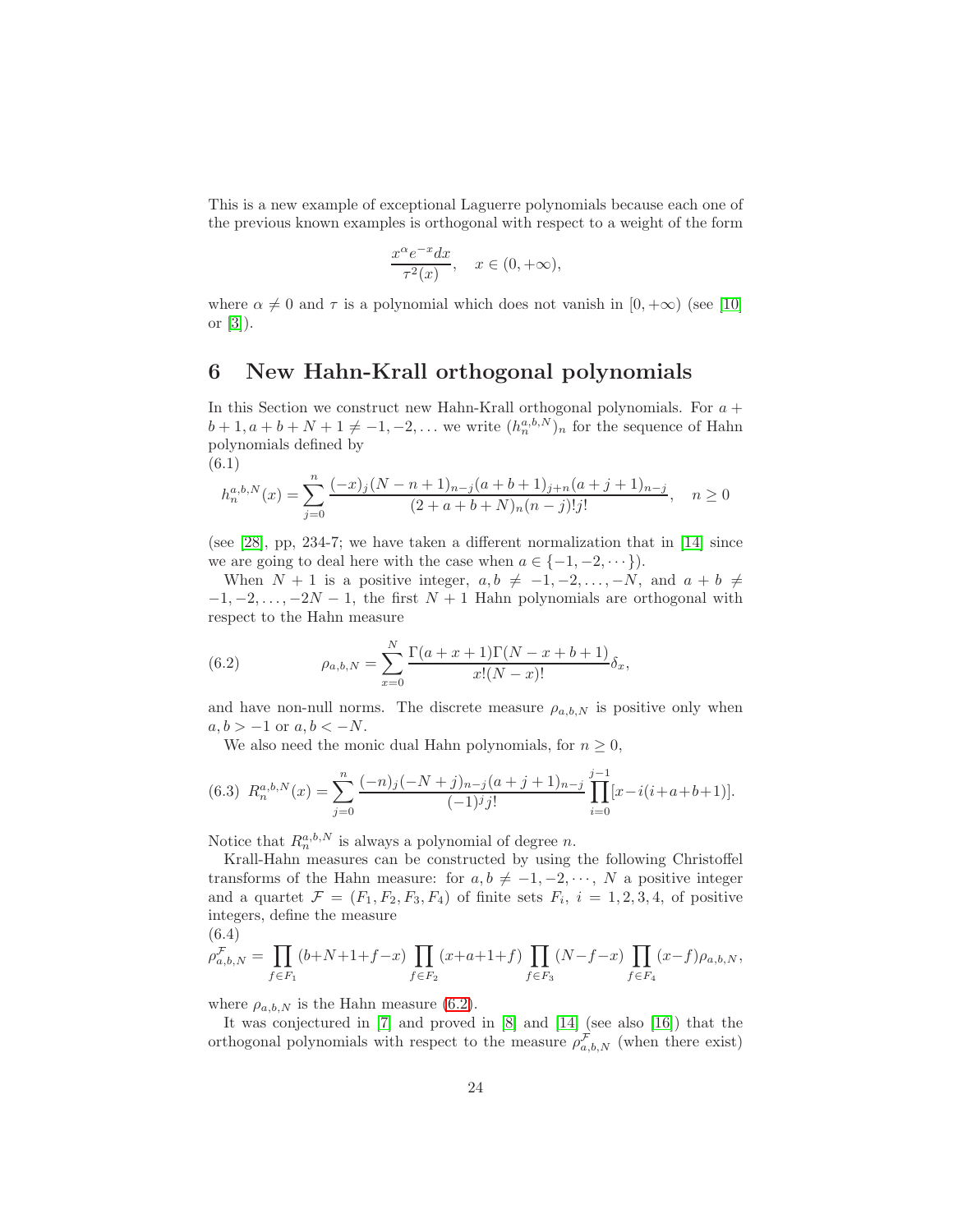This is a new example of exceptional Laguerre polynomials because each one of the previous known examples is orthogonal with respect to a weight of the form

$$\frac{x^\alpha e^{-x}dx}{\tau^2(x)}, \quad x \in (0, +\infty),$$

where $\alpha \neq 0$ and $\tau$ is a polynomial which does not vanish in $[0, +\infty)$ (see [10] or [3]).

## 6 New Hahn-Krall orthogonal polynomials

In this Section we construct new Hahn-Krall orthogonal polynomials. For $a + b + 1, a + b + N + 1 \neq -1, -2, \dots$ we write $(h_n^{a,b,N})_n$ for the sequence of Hahn polynomials defined by

(6.1)
$$h_n^{a,b,N}(x) = \sum_{j=0}^{n} \frac{(-x)_j (N - n + 1)_{n-j} (a + b + 1)_{j+n} (a + j + 1)_{n-j}}{(2 + a + b + N)_n (n - j)! j!}, \quad n \geq 0$$

(see [28], pp, 234-7; we have taken a different normalization that in [14] since we are going to deal here with the case when $a \in \{-1, -2, \cdots\}$).

When $N + 1$ is a positive integer, $a, b \neq -1, -2, \dots, -N$, and $a + b \neq -1, -2, \dots, -2N - 1$, the first $N + 1$ Hahn polynomials are orthogonal with respect to the Hahn measure

$$\rho_{a,b,N} = \sum_{x=0}^{N} \frac{\Gamma(a + x + 1)\Gamma(N - x + b + 1)}{x!(N - x)!} \delta_x, \tag{6.2}$$

and have non-null norms. The discrete measure $\rho_{a,b,N}$ is positive only when $a, b > -1$ or $a, b < -N$.

We also need the monic dual Hahn polynomials, for $n \geq 0$,

$$R_n^{a,b,N}(x) = \sum_{j=0}^{n} \frac{(-n)_j (-N + j)_{n-j} (a + j + 1)_{n-j}}{(-1)^j j!} \prod_{i=0}^{j-1} [x - i(i + a + b + 1)]. \tag{6.3}$$

Notice that $R_n^{a,b,N}$ is always a polynomial of degree $n$.

Krall-Hahn measures can be constructed by using the following Christoffel transforms of the Hahn measure: for $a, b \neq -1, -2, \cdots$, $N$ a positive integer and a quartet $\mathcal{F} = (F_1, F_2, F_3, F_4)$ of finite sets $F_i$, $i = 1, 2, 3, 4$, of positive integers, define the measure

(6.4)
$$\rho_{a,b,N}^{\mathcal{F}} = \prod_{f \in F_1} (b + N + 1 + f - x) \prod_{f \in F_2} (x + a + 1 + f) \prod_{f \in F_3} (N - f - x) \prod_{f \in F_4} (x - f) \rho_{a,b,N},$$

where $\rho_{a,b,N}$ is the Hahn measure (6.2).

It was conjectured in [7] and proved in [8] and [14] (see also [16]) that the orthogonal polynomials with respect to the measure $\rho_{a,b,N}^{\mathcal{F}}$ (when there exist)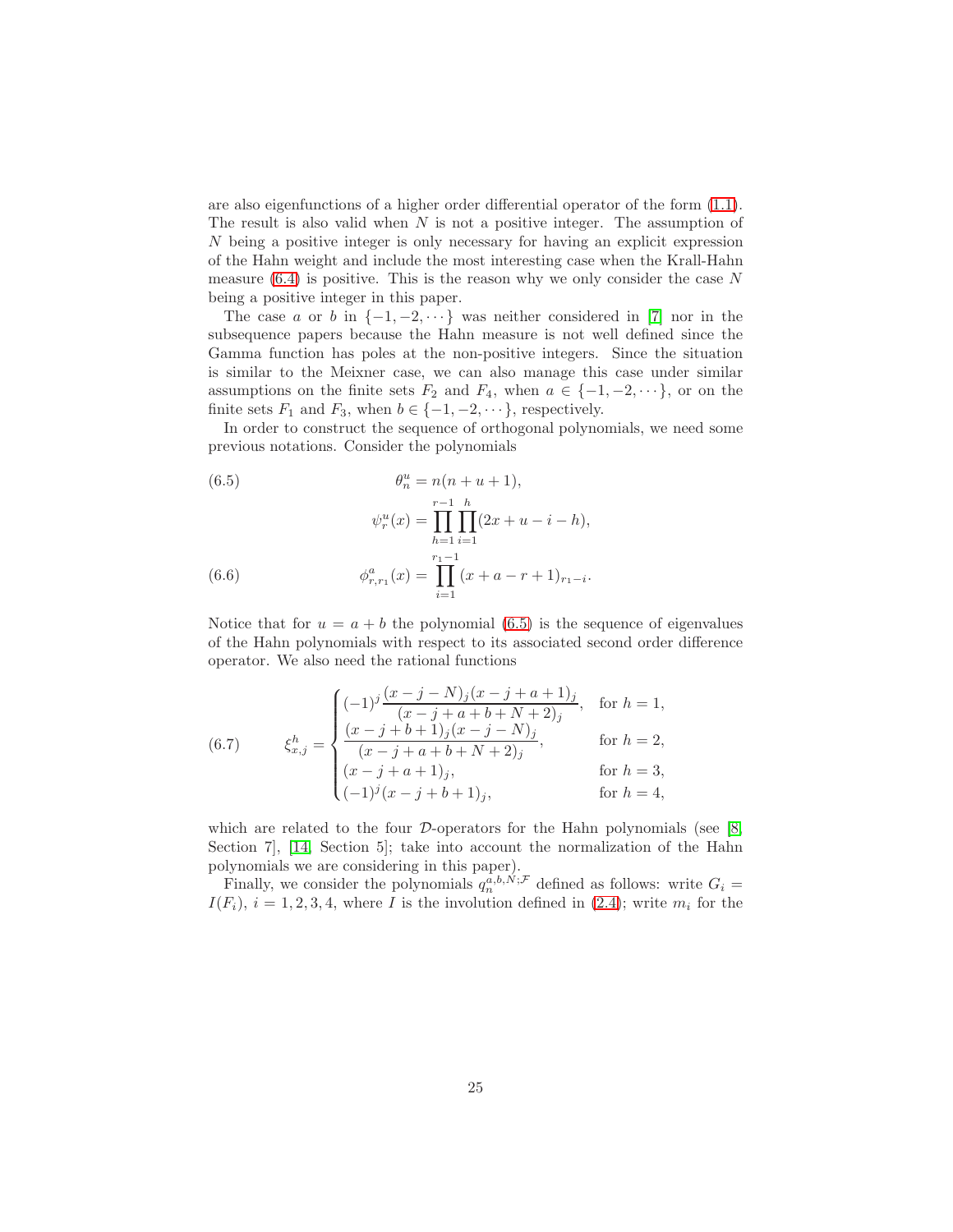are also eigenfunctions of a higher order differential operator of the form (1.1). The result is also valid when $N$ is not a positive integer. The assumption of $N$ being a positive integer is only necessary for having an explicit expression of the Hahn weight and include the most interesting case when the Krall-Hahn measure (6.4) is positive. This is the reason why we only consider the case $N$ being a positive integer in this paper.

The case $a$ or $b$ in $\{-1, -2, \cdots\}$ was neither considered in [7] nor in the subsequence papers because the Hahn measure is not well defined since the Gamma function has poles at the non-positive integers. Since the situation is similar to the Meixner case, we can also manage this case under similar assumptions on the finite sets $F_2$ and $F_4$, when $a \in \{-1, -2, \cdots\}$, or on the finite sets $F_1$ and $F_3$, when $b \in \{-1, -2, \cdots\}$, respectively.

In order to construct the sequence of orthogonal polynomials, we need some previous notations. Consider the polynomials

$$\theta_n^u = n(n+u+1), \tag{6.5}$$

$$\psi_r^u(x) = \prod_{h=1}^{r-1} \prod_{i=1}^{h} (2x + u - i - h),$$

$$\phi_{r,r_1}^a(x) = \prod_{i=1}^{r_1-1} (x + a - r + 1)_{r_1 - i}. \tag{6.6}$$

Notice that for $u = a + b$ the polynomial (6.5) is the sequence of eigenvalues of the Hahn polynomials with respect to its associated second order difference operator. We also need the rational functions

$$\xi_{x,j}^h = \begin{cases} (-1)^j \dfrac{(x-j-N)_j (x-j+a+1)_j}{(x-j+a+b+N+2)_j}, & \text{for } h = 1, \\ \dfrac{(x-j+b+1)_j (x-j-N)_j}{(x-j+a+b+N+2)_j}, & \text{for } h = 2, \\ (x-j+a+1)_j, & \text{for } h = 3, \\ (-1)^j (x-j+b+1)_j, & \text{for } h = 4, \end{cases} \tag{6.7}$$

which are related to the four $\mathcal{D}$-operators for the Hahn polynomials (see [8, Section 7], [14, Section 5]; take into account the normalization of the Hahn polynomials we are considering in this paper).

Finally, we consider the polynomials $q_n^{a,b,N;\mathcal{F}}$ defined as follows: write $G_i = I(F_i)$, $i = 1, 2, 3, 4$, where $I$ is the involution defined in (2.4); write $m_i$ for the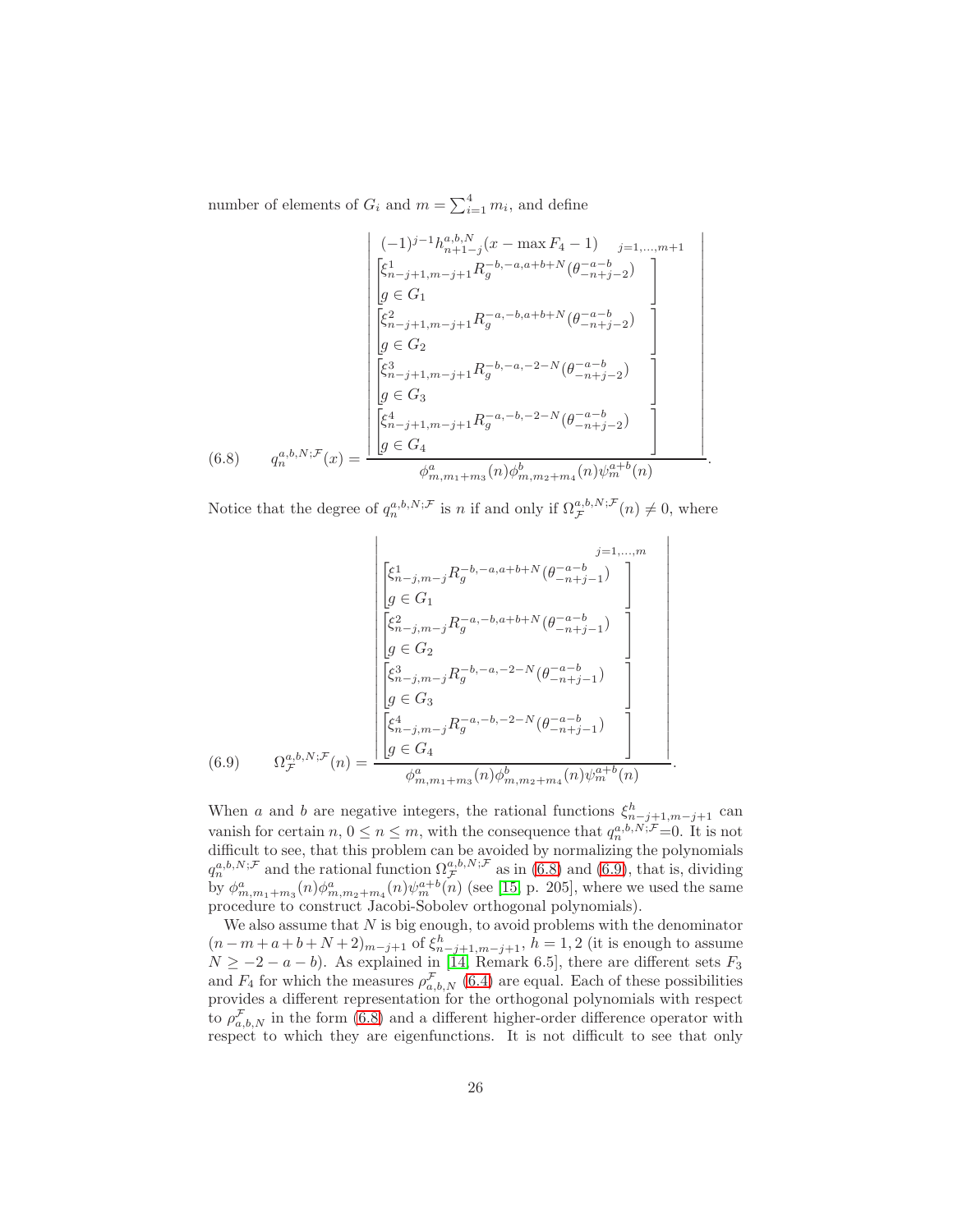number of elements of $G_i$ and $m = \sum_{i=1}^{4} m_i$, and define

$$
(6.8) \qquad q_n^{a,b,N;\mathcal{F}}(x) = \frac{\begin{vmatrix} (-1)^{j-1} h_{n+1-j}^{a,b,N}(x - \max F_4 - 1) & {}_{j=1,\dots,m+1} \\ \begin{bmatrix} \xi_{n-j+1,m-j+1}^{1} R_g^{-b,-a,a+b+N}(\theta_{-n+j-2}^{-a-b}) \\ g \in G_1 \end{bmatrix} \\ \begin{bmatrix} \xi_{n-j+1,m-j+1}^{2} R_g^{-a,-b,a+b+N}(\theta_{-n+j-2}^{-a-b}) \\ g \in G_2 \end{bmatrix} \\ \begin{bmatrix} \xi_{n-j+1,m-j+1}^{3} R_g^{-b,-a,-2-N}(\theta_{-n+j-2}^{-a-b}) \\ g \in G_3 \end{bmatrix} \\ \begin{bmatrix} \xi_{n-j+1,m-j+1}^{4} R_g^{-a,-b,-2-N}(\theta_{-n+j-2}^{-a-b}) \\ g \in G_4 \end{bmatrix} \end{vmatrix}}{\phi_{m,m_1+m_3}^{a}(n)\phi_{m,m_2+m_4}^{b}(n)\psi_m^{a+b}(n)}.
$$

Notice that the degree of $q_n^{a,b,N;\mathcal{F}}$ is $n$ if and only if $\Omega_{\mathcal{F}}^{a,b,N;\mathcal{F}}(n) \neq 0$, where

$$
(6.9) \qquad \Omega_{\mathcal{F}}^{a,b,N;\mathcal{F}}(n) = \frac{\begin{vmatrix} {}_{j=1,\dots,m} \\ \begin{bmatrix} \xi_{n-j,m-j}^{1} R_g^{-b,-a,a+b+N}(\theta_{-n+j-1}^{-a-b}) \\ g \in G_1 \end{bmatrix} \\ \begin{bmatrix} \xi_{n-j,m-j}^{2} R_g^{-a,-b,a+b+N}(\theta_{-n+j-1}^{-a-b}) \\ g \in G_2 \end{bmatrix} \\ \begin{bmatrix} \xi_{n-j,m-j}^{3} R_g^{-b,-a,-2-N}(\theta_{-n+j-1}^{-a-b}) \\ g \in G_3 \end{bmatrix} \\ \begin{bmatrix} \xi_{n-j,m-j}^{4} R_g^{-a,-b,-2-N}(\theta_{-n+j-1}^{-a-b}) \\ g \in G_4 \end{bmatrix} \end{vmatrix}}{\phi_{m,m_1+m_3}^{a}(n)\phi_{m,m_2+m_4}^{b}(n)\psi_m^{a+b}(n)}.
$$

When $a$ and $b$ are negative integers, the rational functions $\xi_{n-j+1,m-j+1}^{h}$ can vanish for certain $n$, $0 \le n \le m$, with the consequence that $q_n^{a,b,N;\mathcal{F}}=0$. It is not difficult to see, that this problem can be avoided by normalizing the polynomials $q_n^{a,b,N;\mathcal{F}}$ and the rational function $\Omega_{\mathcal{F}}^{a,b,N;\mathcal{F}}$ as in (6.8) and (6.9), that is, dividing by $\phi_{m,m_1+m_3}^{a}(n)\phi_{m,m_2+m_4}^{a}(n)\psi_m^{a+b}(n)$ (see [15, p. 205], where we used the same procedure to construct Jacobi-Sobolev orthogonal polynomials).

We also assume that $N$ is big enough, to avoid problems with the denominator $(n-m+a+b+N+2)_{m-j+1}$ of $\xi_{n-j+1,m-j+1}^{h}$, $h = 1, 2$ (it is enough to assume $N \ge -2-a-b$). As explained in [14, Remark 6.5], there are different sets $F_3$ and $F_4$ for which the measures $\rho_{a,b,N}^{\mathcal{F}}$ (6.4) are equal. Each of these possibilities provides a different representation for the orthogonal polynomials with respect to $\rho_{a,b,N}^{\mathcal{F}}$ in the form (6.8) and a different higher-order difference operator with respect to which they are eigenfunctions. It is not difficult to see that only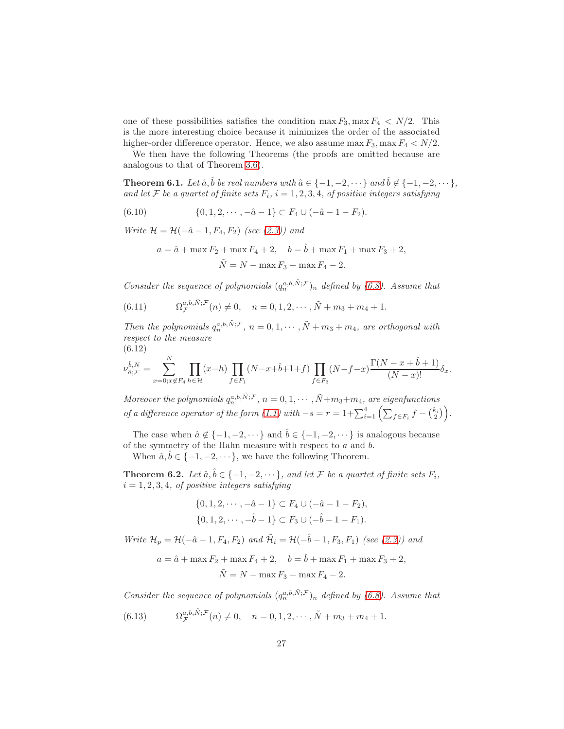one of these possibilities satisfies the condition $\max F_3, \max F_4 < N/2$. This is the more interesting choice because it minimizes the order of the associated higher-order difference operator. Hence, we also assume $\max F_3, \max F_4 < N/2$.

We then have the following Theorems (the proofs are omitted because are analogous to that of Theorem 3.6).

**Theorem 6.1.** *Let $\hat{a}, \hat{b}$ be real numbers with $\hat{a} \in \{-1, -2, \cdots\}$ and $\hat{b} \notin \{-1, -2, \cdots\}$, and let $\mathcal{F}$ be a quartet of finite sets $F_i$, $i = 1, 2, 3, 4$, of positive integers satisfying*

$$\{0, 1, 2, \cdots, -\hat{a} - 1\} \subset F_4 \cup (-\hat{a} - 1 - F_2). \tag{6.10}$$

*Write $\mathcal{H} = \mathcal{H}(-\hat{a} - 1, F_4, F_2)$ (see (2.3)) and*

$$a = \hat{a} + \max F_2 + \max F_4 + 2, \quad b = \hat{b} + \max F_1 + \max F_3 + 2,$$
$$\tilde{N} = N - \max F_3 - \max F_4 - 2.$$

*Consider the sequence of polynomials $(q_n^{a,b,\tilde{N};\mathcal{F}})_n$ defined by (6.8). Assume that*

$$\Omega_{\mathcal{F}}^{a,b,\tilde{N};\mathcal{F}}(n) \neq 0, \quad n = 0, 1, 2, \cdots, \tilde{N} + m_3 + m_4 + 1. \tag{6.11}$$

*Then the polynomials $q_n^{a,b,\tilde{N};\mathcal{F}}$, $n = 0, 1, \cdots, \tilde{N} + m_3 + m_4$, are orthogonal with respect to the measure*

$$\nu_{\hat{a};\mathcal{F}}^{\hat{b},N} = \sum_{x=0; x \notin F_4}^{N} \prod_{h \in \mathcal{H}} (x-h) \prod_{f \in F_1} (N-x+\hat{b}+1+f) \prod_{f \in F_3} (N-f-x) \frac{\Gamma(N-x+\hat{b}+1)}{(N-x)!} \delta_x. \tag{6.12}$$

*Moreover the polynomials $q_n^{a,b,\tilde{N};\mathcal{F}}$, $n = 0, 1, \cdots, \tilde{N}+m_3+m_4$, are eigenfunctions of a difference operator of the form (1.1) with $-s = r = 1+\sum_{i=1}^{4} \left( \sum_{f \in F_i} f - \binom{k_i}{2} \right)$.*

The case when $\hat{a} \notin \{-1, -2, \cdots\}$ and $\hat{b} \in \{-1, -2, \cdots\}$ is analogous because of the symmetry of the Hahn measure with respect to $a$ and $b$.

When $\hat{a}, \hat{b} \in \{-1, -2, \cdots\}$, we have the following Theorem.

**Theorem 6.2.** *Let $\hat{a}, \hat{b} \in \{-1, -2, \cdots\}$, and let $\mathcal{F}$ be a quartet of finite sets $F_i$, $i = 1, 2, 3, 4$, of positive integers satisfying*

$$\{0, 1, 2, \cdots, -\hat{a} - 1\} \subset F_4 \cup (-\hat{a} - 1 - F_2),$$
$$\{0, 1, 2, \cdots, -\hat{b} - 1\} \subset F_3 \cup (-\hat{b} - 1 - F_1).$$

*Write $\mathcal{H}_p = \mathcal{H}(-\hat{a} - 1, F_4, F_2)$ and $\tilde{\mathcal{H}}_i = \mathcal{H}(-\hat{b} - 1, F_3, F_1)$ (see (2.3)) and*

$$a = \hat{a} + \max F_2 + \max F_4 + 2, \quad b = \hat{b} + \max F_1 + \max F_3 + 2,$$
$$\tilde{N} = N - \max F_3 - \max F_4 - 2.$$

*Consider the sequence of polynomials $(q_n^{a,b,\tilde{N};\mathcal{F}})_n$ defined by (6.8). Assume that*

$$\Omega_{\mathcal{F}}^{a,b,\tilde{N};\mathcal{F}}(n) \neq 0, \quad n = 0, 1, 2, \cdots, \tilde{N} + m_3 + m_4 + 1. \tag{6.13}$$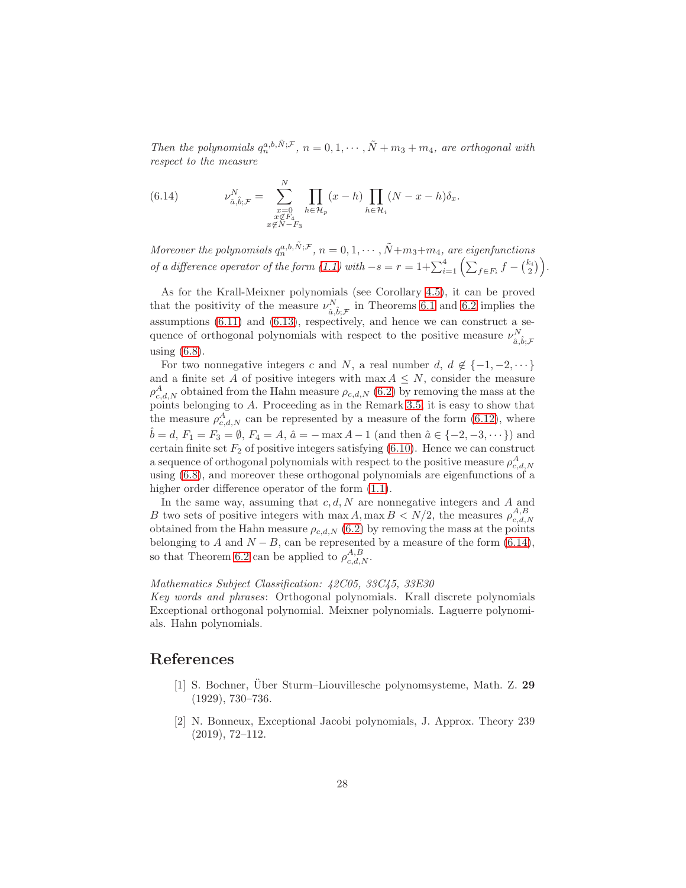*Then the polynomials $q_n^{a,b,\tilde{N};\mathcal{F}}$, $n = 0, 1, \cdots, \tilde{N} + m_3 + m_4$, are orthogonal with respect to the measure*

$$\nu_{\hat{a},\hat{b};\mathcal{F}}^N = \sum_{\substack{x=0 \\ x \notin F_4 \\ x \notin N - F_3}}^{N} \prod_{h \in \mathcal{H}_p} (x - h) \prod_{h \in \mathcal{H}_i} (N - x - h) \delta_x. \tag{6.14}$$

*Moreover the polynomials $q_n^{a,b,\tilde{N};\mathcal{F}}$, $n = 0, 1, \cdots, \tilde{N} + m_3 + m_4$, are eigenfunctions of a difference operator of the form (1.1) with $-s = r = 1 + \sum_{i=1}^{4} \left( \sum_{f \in F_i} f - \binom{k_i}{2} \right)$.*

As for the Krall-Meixner polynomials (see Corollary 4.5), it can be proved that the positivity of the measure $\nu_{\hat{a},\hat{b};\mathcal{F}}^N$ in Theorems 6.1 and 6.2 implies the assumptions (6.11) and (6.13), respectively, and hence we can construct a sequence of orthogonal polynomials with respect to the positive measure $\nu_{\hat{a},\hat{b};\mathcal{F}}^N$ using (6.8).

For two nonnegative integers $c$ and $N$, a real number $d$, $d \notin \{-1, -2, \cdots\}$ and a finite set $A$ of positive integers with $\max A \leq N$, consider the measure $\rho_{c,d,N}^A$ obtained from the Hahn measure $\rho_{c,d,N}$ (6.2) by removing the mass at the points belonging to $A$. Proceeding as in the Remark 3.5, it is easy to show that the measure $\rho_{c,d,N}^A$ can be represented by a measure of the form (6.12), where $\hat{b} = d$, $F_1 = F_3 = \emptyset$, $F_4 = A$, $\hat{a} = -\max A - 1$ (and then $\hat{a} \in \{-2, -3, \cdots\}$) and certain finite set $F_2$ of positive integers satisfying (6.10). Hence we can construct a sequence of orthogonal polynomials with respect to the positive measure $\rho_{c,d,N}^A$ using (6.8), and moreover these orthogonal polynomials are eigenfunctions of a higher order difference operator of the form (1.1).

In the same way, assuming that $c, d, N$ are nonnegative integers and $A$ and $B$ two sets of positive integers with $\max A, \max B < N/2$, the measures $\rho_{c,d,N}^{A,B}$ obtained from the Hahn measure $\rho_{c,d,N}$ (6.2) by removing the mass at the points belonging to $A$ and $N - B$, can be represented by a measure of the form (6.14), so that Theorem 6.2 can be applied to $\rho_{c,d,N}^{A,B}$.

*Mathematics Subject Classification: 42C05, 33C45, 33E30*
*Key words and phrases*: Orthogonal polynomials. Krall discrete polynomials Exceptional orthogonal polynomial. Meixner polynomials. Laguerre polynomials. Hahn polynomials.

# References

[1] S. Bochner, Über Sturm–Liouvillesche polynomsysteme, Math. Z. **29** (1929), 730–736.

[2] N. Bonneux, Exceptional Jacobi polynomials, J. Approx. Theory 239 (2019), 72–112.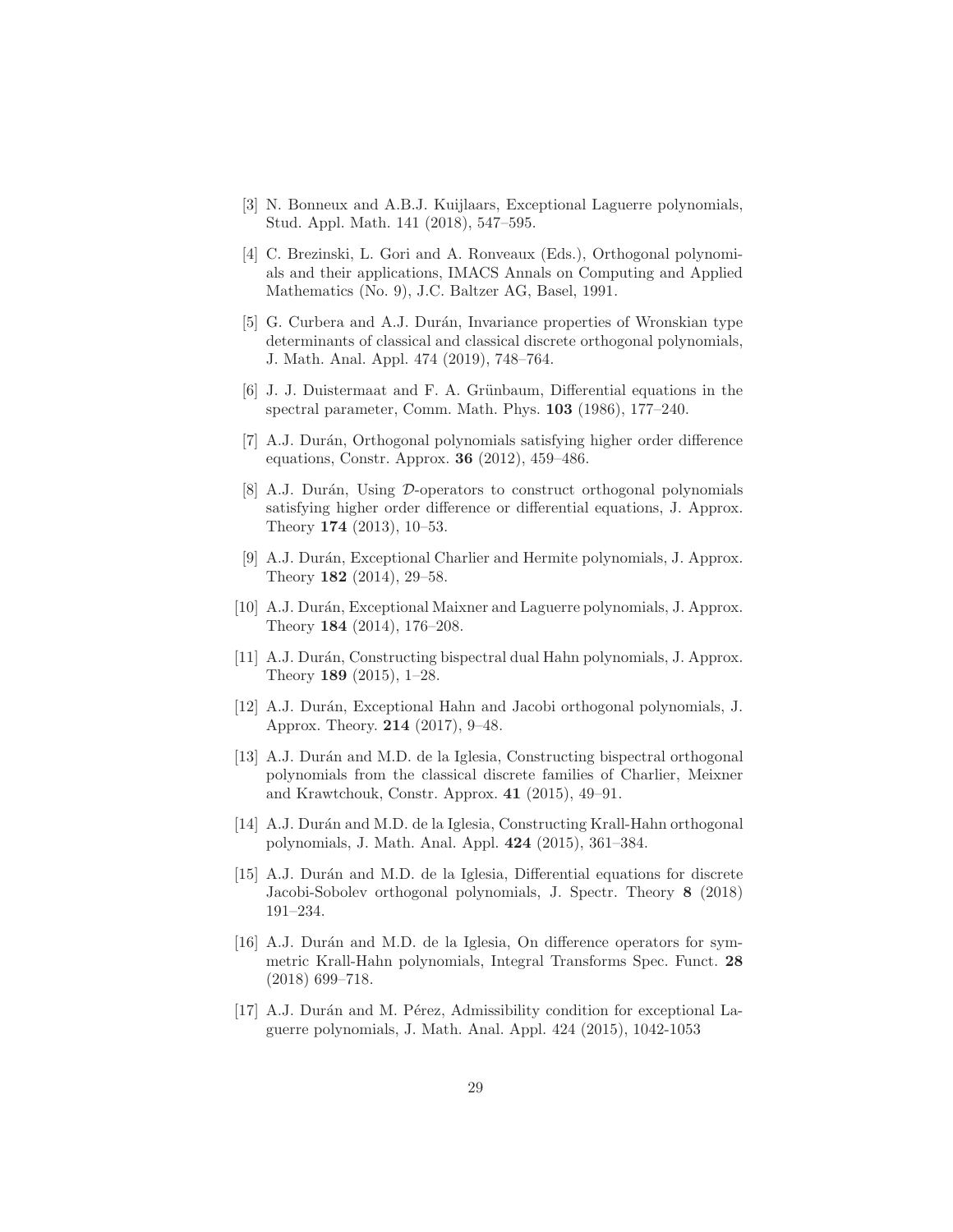[3] N. Bonneux and A.B.J. Kuijlaars, Exceptional Laguerre polynomials, Stud. Appl. Math. 141 (2018), 547–595.

[4] C. Brezinski, L. Gori and A. Ronveaux (Eds.), Orthogonal polynomials and their applications, IMACS Annals on Computing and Applied Mathematics (No. 9), J.C. Baltzer AG, Basel, 1991.

[5] G. Curbera and A.J. Durán, Invariance properties of Wronskian type determinants of classical and classical discrete orthogonal polynomials, J. Math. Anal. Appl. 474 (2019), 748–764.

[6] J. J. Duistermaat and F. A. Grünbaum, Differential equations in the spectral parameter, Comm. Math. Phys. **103** (1986), 177–240.

[7] A.J. Durán, Orthogonal polynomials satisfying higher order difference equations, Constr. Approx. **36** (2012), 459–486.

[8] A.J. Durán, Using $\mathcal{D}$-operators to construct orthogonal polynomials satisfying higher order difference or differential equations, J. Approx. Theory **174** (2013), 10–53.

[9] A.J. Durán, Exceptional Charlier and Hermite polynomials, J. Approx. Theory **182** (2014), 29–58.

[10] A.J. Durán, Exceptional Maixner and Laguerre polynomials, J. Approx. Theory **184** (2014), 176–208.

[11] A.J. Durán, Constructing bispectral dual Hahn polynomials, J. Approx. Theory **189** (2015), 1–28.

[12] A.J. Durán, Exceptional Hahn and Jacobi orthogonal polynomials, J. Approx. Theory. **214** (2017), 9–48.

[13] A.J. Durán and M.D. de la Iglesia, Constructing bispectral orthogonal polynomials from the classical discrete families of Charlier, Meixner and Krawtchouk, Constr. Approx. **41** (2015), 49–91.

[14] A.J. Durán and M.D. de la Iglesia, Constructing Krall-Hahn orthogonal polynomials, J. Math. Anal. Appl. **424** (2015), 361–384.

[15] A.J. Durán and M.D. de la Iglesia, Differential equations for discrete Jacobi-Sobolev orthogonal polynomials, J. Spectr. Theory **8** (2018) 191–234.

[16] A.J. Durán and M.D. de la Iglesia, On difference operators for symmetric Krall-Hahn polynomials, Integral Transforms Spec. Funct. **28** (2018) 699–718.

[17] A.J. Durán and M. Pérez, Admissibility condition for exceptional Laguerre polynomials, J. Math. Anal. Appl. 424 (2015), 1042-1053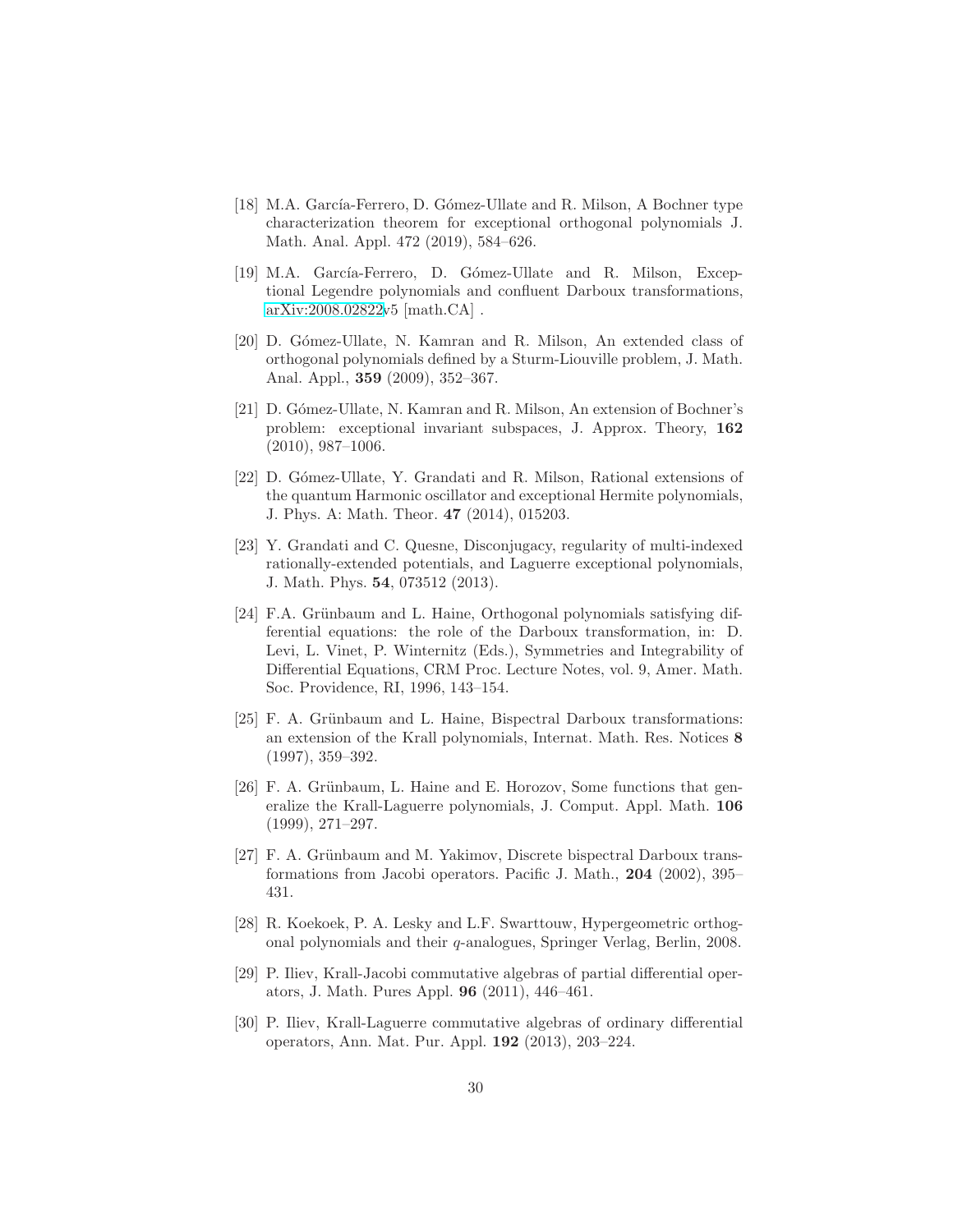[18] M.A. García-Ferrero, D. Gómez-Ullate and R. Milson, A Bochner type characterization theorem for exceptional orthogonal polynomials J. Math. Anal. Appl. 472 (2019), 584–626.

[19] M.A. García-Ferrero, D. Gómez-Ullate and R. Milson, Exceptional Legendre polynomials and confluent Darboux transformations, arXiv:2008.02822v5 [math.CA] .

[20] D. Gómez-Ullate, N. Kamran and R. Milson, An extended class of orthogonal polynomials defined by a Sturm-Liouville problem, J. Math. Anal. Appl., **359** (2009), 352–367.

[21] D. Gómez-Ullate, N. Kamran and R. Milson, An extension of Bochner's problem: exceptional invariant subspaces, J. Approx. Theory, **162** (2010), 987–1006.

[22] D. Gómez-Ullate, Y. Grandati and R. Milson, Rational extensions of the quantum Harmonic oscillator and exceptional Hermite polynomials, J. Phys. A: Math. Theor. **47** (2014), 015203.

[23] Y. Grandati and C. Quesne, Disconjugacy, regularity of multi-indexed rationally-extended potentials, and Laguerre exceptional polynomials, J. Math. Phys. **54**, 073512 (2013).

[24] F.A. Grünbaum and L. Haine, Orthogonal polynomials satisfying differential equations: the role of the Darboux transformation, in: D. Levi, L. Vinet, P. Winternitz (Eds.), Symmetries and Integrability of Differential Equations, CRM Proc. Lecture Notes, vol. 9, Amer. Math. Soc. Providence, RI, 1996, 143–154.

[25] F. A. Grünbaum and L. Haine, Bispectral Darboux transformations: an extension of the Krall polynomials, Internat. Math. Res. Notices **8** (1997), 359–392.

[26] F. A. Grünbaum, L. Haine and E. Horozov, Some functions that generalize the Krall-Laguerre polynomials, J. Comput. Appl. Math. **106** (1999), 271–297.

[27] F. A. Grünbaum and M. Yakimov, Discrete bispectral Darboux transformations from Jacobi operators. Pacific J. Math., **204** (2002), 395–431.

[28] R. Koekoek, P. A. Lesky and L.F. Swarttouw, Hypergeometric orthogonal polynomials and their $q$-analogues, Springer Verlag, Berlin, 2008.

[29] P. Iliev, Krall-Jacobi commutative algebras of partial differential operators, J. Math. Pures Appl. **96** (2011), 446–461.

[30] P. Iliev, Krall-Laguerre commutative algebras of ordinary differential operators, Ann. Mat. Pur. Appl. **192** (2013), 203–224.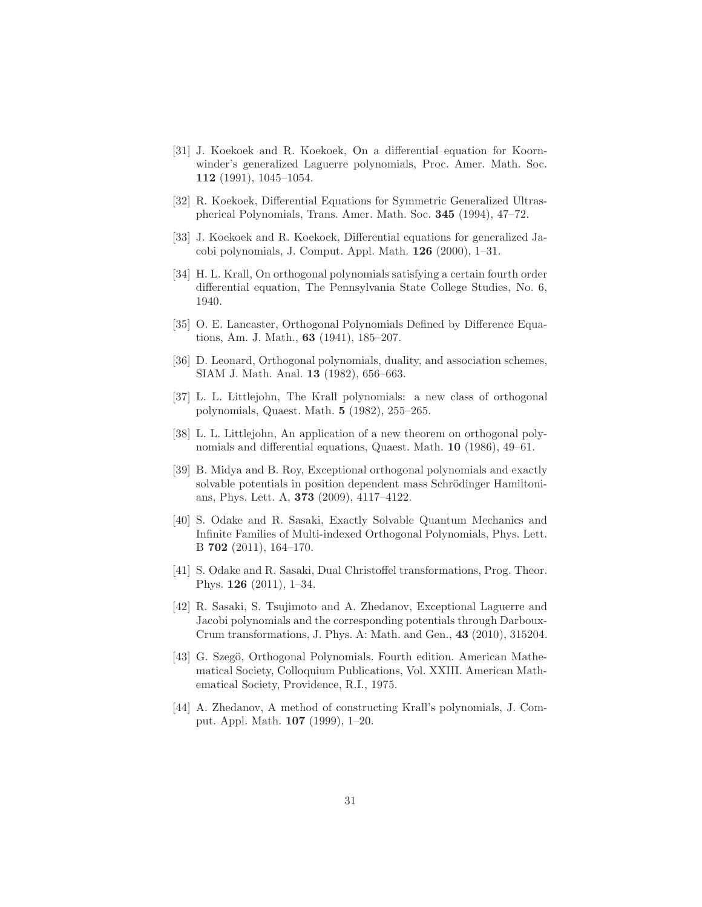[31] J. Koekoek and R. Koekoek, On a differential equation for Koornwinder's generalized Laguerre polynomials, Proc. Amer. Math. Soc. **112** (1991), 1045–1054.

[32] R. Koekoek, Differential Equations for Symmetric Generalized Ultraspherical Polynomials, Trans. Amer. Math. Soc. **345** (1994), 47–72.

[33] J. Koekoek and R. Koekoek, Differential equations for generalized Jacobi polynomials, J. Comput. Appl. Math. **126** (2000), 1–31.

[34] H. L. Krall, On orthogonal polynomials satisfying a certain fourth order differential equation, The Pennsylvania State College Studies, No. 6, 1940.

[35] O. E. Lancaster, Orthogonal Polynomials Defined by Difference Equations, Am. J. Math., **63** (1941), 185–207.

[36] D. Leonard, Orthogonal polynomials, duality, and association schemes, SIAM J. Math. Anal. **13** (1982), 656–663.

[37] L. L. Littlejohn, The Krall polynomials: a new class of orthogonal polynomials, Quaest. Math. **5** (1982), 255–265.

[38] L. L. Littlejohn, An application of a new theorem on orthogonal polynomials and differential equations, Quaest. Math. **10** (1986), 49–61.

[39] B. Midya and B. Roy, Exceptional orthogonal polynomials and exactly solvable potentials in position dependent mass Schrödinger Hamiltonians, Phys. Lett. A, **373** (2009), 4117–4122.

[40] S. Odake and R. Sasaki, Exactly Solvable Quantum Mechanics and Infinite Families of Multi-indexed Orthogonal Polynomials, Phys. Lett. B **702** (2011), 164–170.

[41] S. Odake and R. Sasaki, Dual Christoffel transformations, Prog. Theor. Phys. **126** (2011), 1–34.

[42] R. Sasaki, S. Tsujimoto and A. Zhedanov, Exceptional Laguerre and Jacobi polynomials and the corresponding potentials through Darboux-Crum transformations, J. Phys. A: Math. and Gen., **43** (2010), 315204.

[43] G. Szegö, Orthogonal Polynomials. Fourth edition. American Mathematical Society, Colloquium Publications, Vol. XXIII. American Mathematical Society, Providence, R.I., 1975.

[44] A. Zhedanov, A method of constructing Krall's polynomials, J. Comput. Appl. Math. **107** (1999), 1–20.